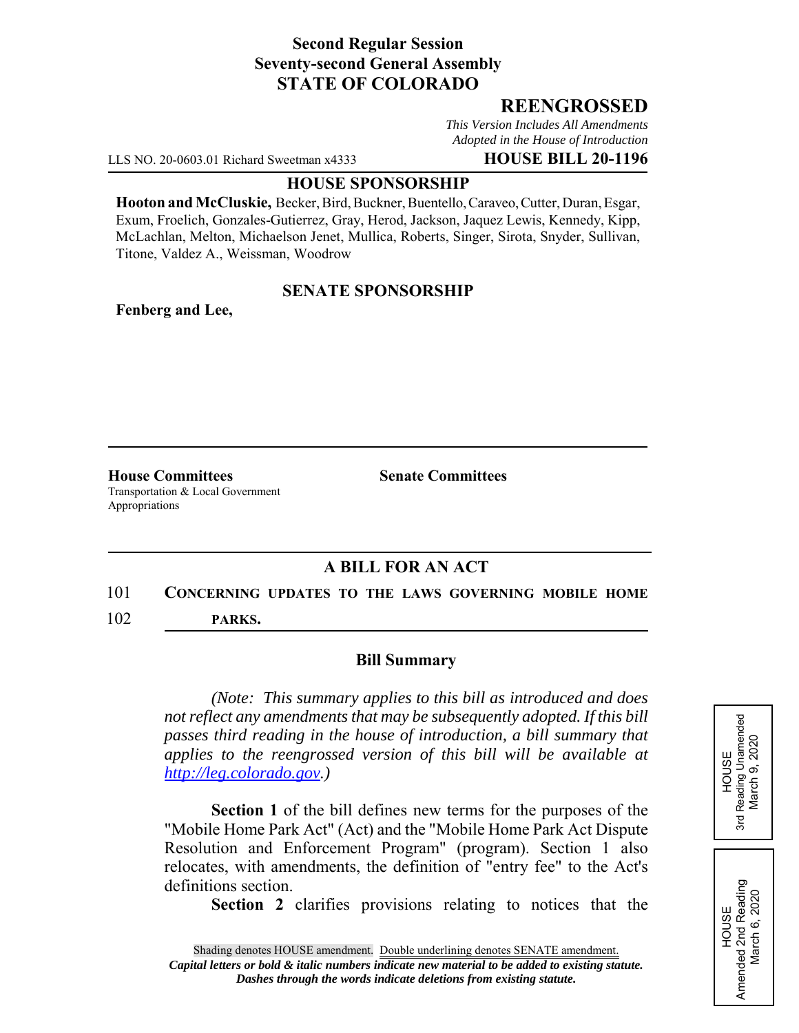**Second Regular Session**
**Seventy-second General Assembly**
**STATE OF COLORADO**

## REENGROSSED

*This Version Includes All Amendments Adopted in the House of Introduction*

LLS NO. 20-0603.01 Richard Sweetman x4333 **HOUSE BILL 20-1196**

**HOUSE SPONSORSHIP**

**Hooton and McCluskie,** Becker, Bird, Buckner, Buentello, Caraveo, Cutter, Duran, Esgar, Exum, Froelich, Gonzales-Gutierrez, Gray, Herod, Jackson, Jaquez Lewis, Kennedy, Kipp, McLachlan, Melton, Michaelson Jenet, Mullica, Roberts, Singer, Sirota, Snyder, Sullivan, Titone, Valdez A., Weissman, Woodrow

**SENATE SPONSORSHIP**

**Fenberg and Lee,**

**House Committees**
Transportation & Local Government
Appropriations

**Senate Committees**

### A BILL FOR AN ACT

101 **CONCERNING UPDATES TO THE LAWS GOVERNING MOBILE HOME**
102 **PARKS.**

### Bill Summary

*(Note: This summary applies to this bill as introduced and does not reflect any amendments that may be subsequently adopted. If this bill passes third reading in the house of introduction, a bill summary that applies to the reengrossed version of this bill will be available at http://leg.colorado.gov.)*

**Section 1** of the bill defines new terms for the purposes of the "Mobile Home Park Act" (Act) and the "Mobile Home Park Act Dispute Resolution and Enforcement Program" (program). Section 1 also relocates, with amendments, the definition of "entry fee" to the Act's definitions section.

**Section 2** clarifies provisions relating to notices that the

HOUSE
3rd Reading Unamended
March 9, 2020

HOUSE
Amended 2nd Reading
March 6, 2020

Shading denotes HOUSE amendment. Double underlining denotes SENATE amendment.
*Capital letters or bold & italic numbers indicate new material to be added to existing statute.*
*Dashes through the words indicate deletions from existing statute.*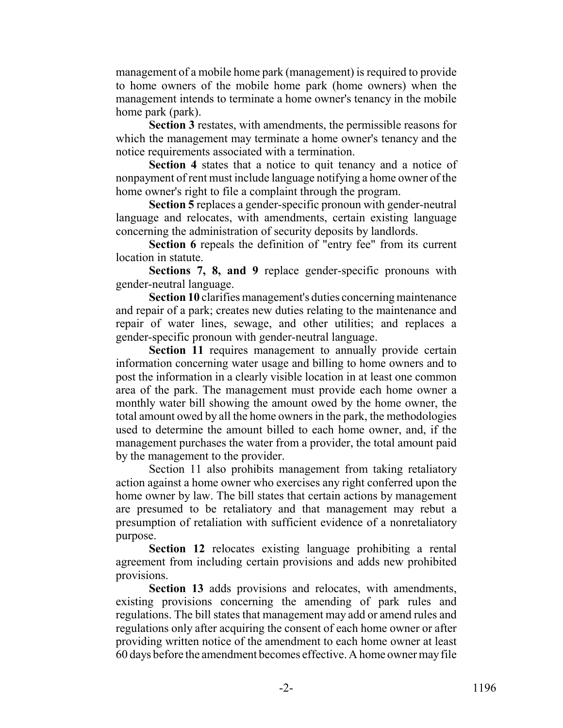management of a mobile home park (management) is required to provide to home owners of the mobile home park (home owners) when the management intends to terminate a home owner's tenancy in the mobile home park (park).

**Section 3** restates, with amendments, the permissible reasons for which the management may terminate a home owner's tenancy and the notice requirements associated with a termination.

**Section 4** states that a notice to quit tenancy and a notice of nonpayment of rent must include language notifying a home owner of the home owner's right to file a complaint through the program.

**Section 5** replaces a gender-specific pronoun with gender-neutral language and relocates, with amendments, certain existing language concerning the administration of security deposits by landlords.

**Section 6** repeals the definition of "entry fee" from its current location in statute.

**Sections 7, 8, and 9** replace gender-specific pronouns with gender-neutral language.

**Section 10** clarifies management's duties concerning maintenance and repair of a park; creates new duties relating to the maintenance and repair of water lines, sewage, and other utilities; and replaces a gender-specific pronoun with gender-neutral language.

**Section 11** requires management to annually provide certain information concerning water usage and billing to home owners and to post the information in a clearly visible location in at least one common area of the park. The management must provide each home owner a monthly water bill showing the amount owed by the home owner, the total amount owed by all the home owners in the park, the methodologies used to determine the amount billed to each home owner, and, if the management purchases the water from a provider, the total amount paid by the management to the provider.

Section 11 also prohibits management from taking retaliatory action against a home owner who exercises any right conferred upon the home owner by law. The bill states that certain actions by management are presumed to be retaliatory and that management may rebut a presumption of retaliation with sufficient evidence of a nonretaliatory purpose.

**Section 12** relocates existing language prohibiting a rental agreement from including certain provisions and adds new prohibited provisions.

**Section 13** adds provisions and relocates, with amendments, existing provisions concerning the amending of park rules and regulations. The bill states that management may add or amend rules and regulations only after acquiring the consent of each home owner or after providing written notice of the amendment to each home owner at least 60 days before the amendment becomes effective. A home owner may file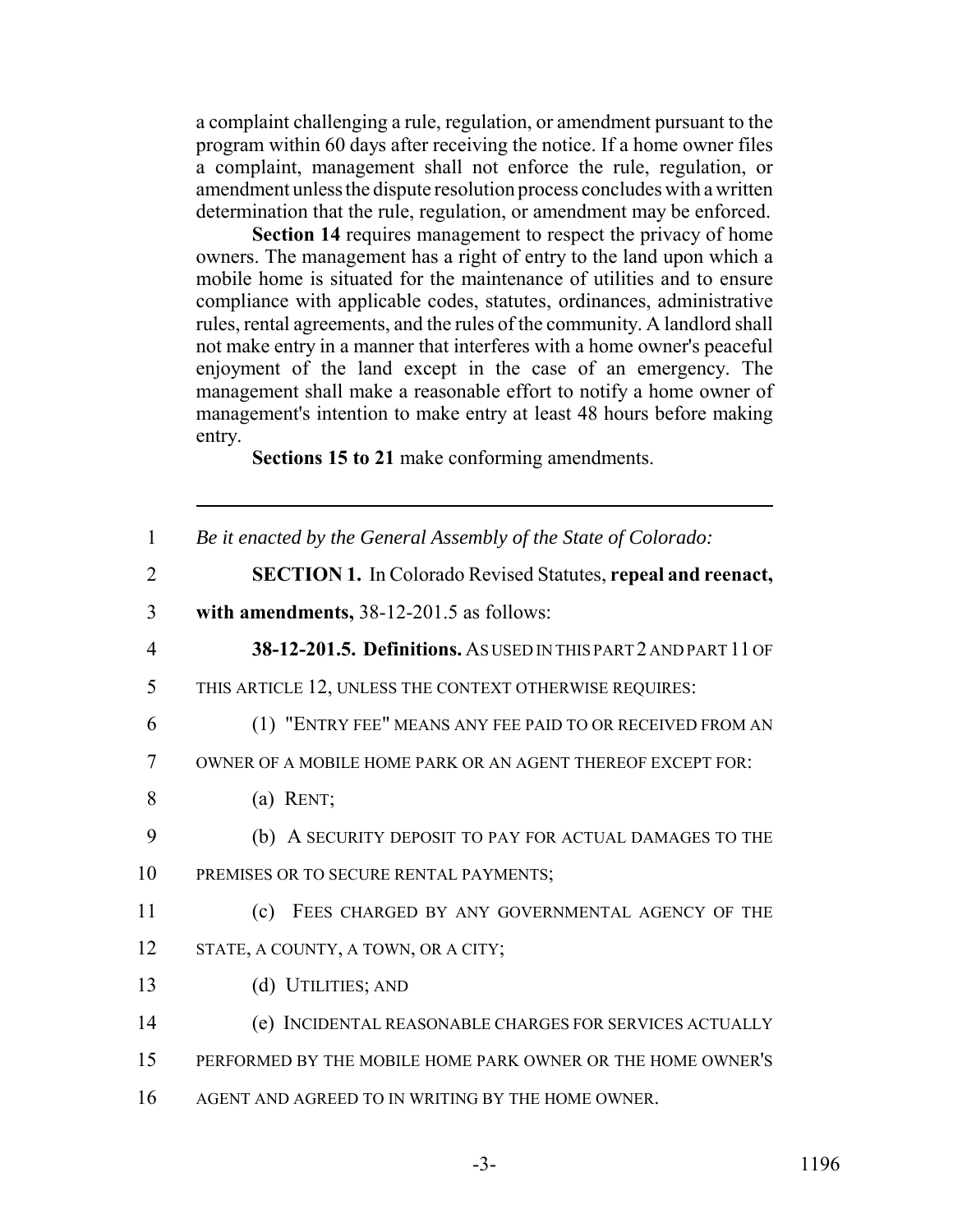a complaint challenging a rule, regulation, or amendment pursuant to the program within 60 days after receiving the notice. If a home owner files a complaint, management shall not enforce the rule, regulation, or amendment unless the dispute resolution process concludes with a written determination that the rule, regulation, or amendment may be enforced.

**Section 14** requires management to respect the privacy of home owners. The management has a right of entry to the land upon which a mobile home is situated for the maintenance of utilities and to ensure compliance with applicable codes, statutes, ordinances, administrative rules, rental agreements, and the rules of the community. A landlord shall not make entry in a manner that interferes with a home owner's peaceful enjoyment of the land except in the case of an emergency. The management shall make a reasonable effort to notify a home owner of management's intention to make entry at least 48 hours before making entry.

**Sections 15 to 21** make conforming amendments.

---

1 *Be it enacted by the General Assembly of the State of Colorado:*

2 **SECTION 1.** In Colorado Revised Statutes, **repeal and reenact,**
3 **with amendments,** 38-12-201.5 as follows:

4 **38-12-201.5. Definitions.** AS USED IN THIS PART 2 AND PART 11 OF
5 THIS ARTICLE 12, UNLESS THE CONTEXT OTHERWISE REQUIRES:

6 (1) "ENTRY FEE" MEANS ANY FEE PAID TO OR RECEIVED FROM AN
7 OWNER OF A MOBILE HOME PARK OR AN AGENT THEREOF EXCEPT FOR:

8 (a) RENT;

9 (b) A SECURITY DEPOSIT TO PAY FOR ACTUAL DAMAGES TO THE
10 PREMISES OR TO SECURE RENTAL PAYMENTS;

11 (c) FEES CHARGED BY ANY GOVERNMENTAL AGENCY OF THE
12 STATE, A COUNTY, A TOWN, OR A CITY;

13 (d) UTILITIES; AND

14 (e) INCIDENTAL REASONABLE CHARGES FOR SERVICES ACTUALLY
15 PERFORMED BY THE MOBILE HOME PARK OWNER OR THE HOME OWNER'S
16 AGENT AND AGREED TO IN WRITING BY THE HOME OWNER.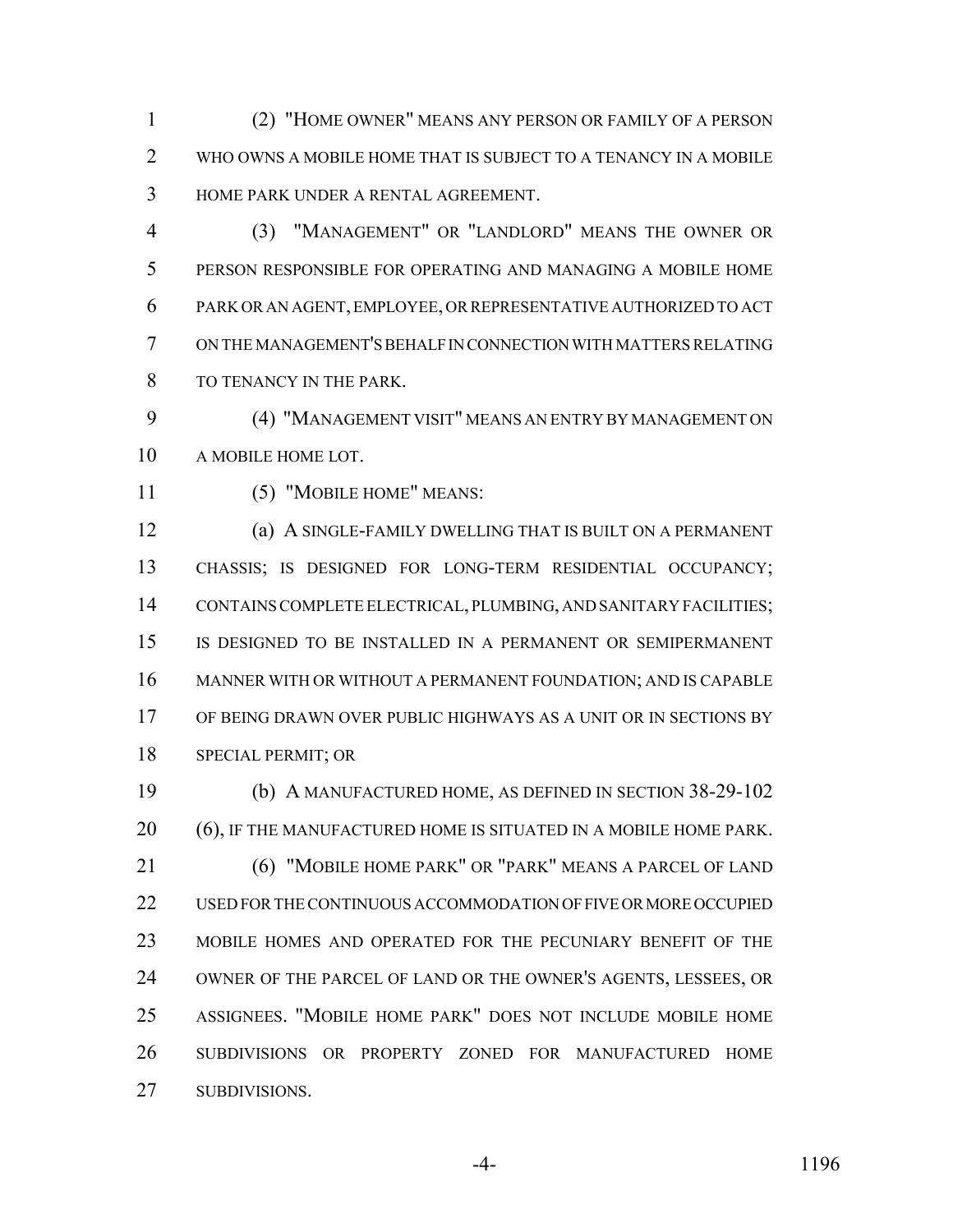(2) "HOME OWNER" MEANS ANY PERSON OR FAMILY OF A PERSON WHO OWNS A MOBILE HOME THAT IS SUBJECT TO A TENANCY IN A MOBILE HOME PARK UNDER A RENTAL AGREEMENT.

(3) "MANAGEMENT" OR "LANDLORD" MEANS THE OWNER OR PERSON RESPONSIBLE FOR OPERATING AND MANAGING A MOBILE HOME PARK OR AN AGENT, EMPLOYEE, OR REPRESENTATIVE AUTHORIZED TO ACT ON THE MANAGEMENT'S BEHALF IN CONNECTION WITH MATTERS RELATING TO TENANCY IN THE PARK.

(4) "MANAGEMENT VISIT" MEANS AN ENTRY BY MANAGEMENT ON A MOBILE HOME LOT.

(5) "MOBILE HOME" MEANS:

(a) A SINGLE-FAMILY DWELLING THAT IS BUILT ON A PERMANENT CHASSIS; IS DESIGNED FOR LONG-TERM RESIDENTIAL OCCUPANCY; CONTAINS COMPLETE ELECTRICAL, PLUMBING, AND SANITARY FACILITIES; IS DESIGNED TO BE INSTALLED IN A PERMANENT OR SEMIPERMANENT MANNER WITH OR WITHOUT A PERMANENT FOUNDATION; AND IS CAPABLE OF BEING DRAWN OVER PUBLIC HIGHWAYS AS A UNIT OR IN SECTIONS BY SPECIAL PERMIT; OR

(b) A MANUFACTURED HOME, AS DEFINED IN SECTION 38-29-102 (6), IF THE MANUFACTURED HOME IS SITUATED IN A MOBILE HOME PARK.

(6) "MOBILE HOME PARK" OR "PARK" MEANS A PARCEL OF LAND USED FOR THE CONTINUOUS ACCOMMODATION OF FIVE OR MORE OCCUPIED MOBILE HOMES AND OPERATED FOR THE PECUNIARY BENEFIT OF THE OWNER OF THE PARCEL OF LAND OR THE OWNER'S AGENTS, LESSEES, OR ASSIGNEES. "MOBILE HOME PARK" DOES NOT INCLUDE MOBILE HOME SUBDIVISIONS OR PROPERTY ZONED FOR MANUFACTURED HOME SUBDIVISIONS.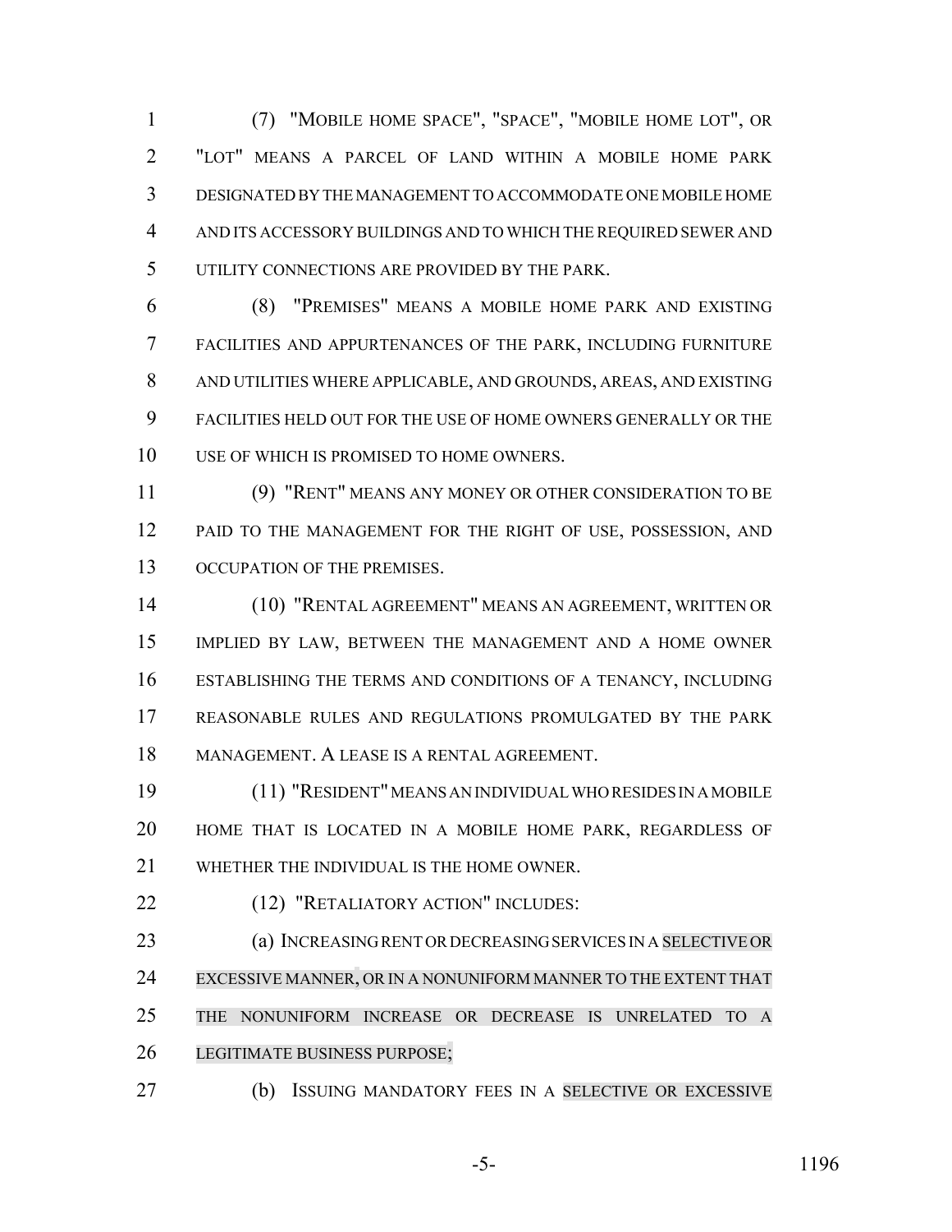(7) "MOBILE HOME SPACE", "SPACE", "MOBILE HOME LOT", OR "LOT" MEANS A PARCEL OF LAND WITHIN A MOBILE HOME PARK DESIGNATED BY THE MANAGEMENT TO ACCOMMODATE ONE MOBILE HOME AND ITS ACCESSORY BUILDINGS AND TO WHICH THE REQUIRED SEWER AND UTILITY CONNECTIONS ARE PROVIDED BY THE PARK.

(8) "PREMISES" MEANS A MOBILE HOME PARK AND EXISTING FACILITIES AND APPURTENANCES OF THE PARK, INCLUDING FURNITURE AND UTILITIES WHERE APPLICABLE, AND GROUNDS, AREAS, AND EXISTING FACILITIES HELD OUT FOR THE USE OF HOME OWNERS GENERALLY OR THE USE OF WHICH IS PROMISED TO HOME OWNERS.

(9) "RENT" MEANS ANY MONEY OR OTHER CONSIDERATION TO BE PAID TO THE MANAGEMENT FOR THE RIGHT OF USE, POSSESSION, AND OCCUPATION OF THE PREMISES.

(10) "RENTAL AGREEMENT" MEANS AN AGREEMENT, WRITTEN OR IMPLIED BY LAW, BETWEEN THE MANAGEMENT AND A HOME OWNER ESTABLISHING THE TERMS AND CONDITIONS OF A TENANCY, INCLUDING REASONABLE RULES AND REGULATIONS PROMULGATED BY THE PARK MANAGEMENT. A LEASE IS A RENTAL AGREEMENT.

(11) "RESIDENT" MEANS AN INDIVIDUAL WHO RESIDES IN A MOBILE HOME THAT IS LOCATED IN A MOBILE HOME PARK, REGARDLESS OF WHETHER THE INDIVIDUAL IS THE HOME OWNER.

(12) "RETALIATORY ACTION" INCLUDES:

(a) INCREASING RENT OR DECREASING SERVICES IN A SELECTIVE OR EXCESSIVE MANNER, OR IN A NONUNIFORM MANNER TO THE EXTENT THAT THE NONUNIFORM INCREASE OR DECREASE IS UNRELATED TO A LEGITIMATE BUSINESS PURPOSE;

(b) ISSUING MANDATORY FEES IN A SELECTIVE OR EXCESSIVE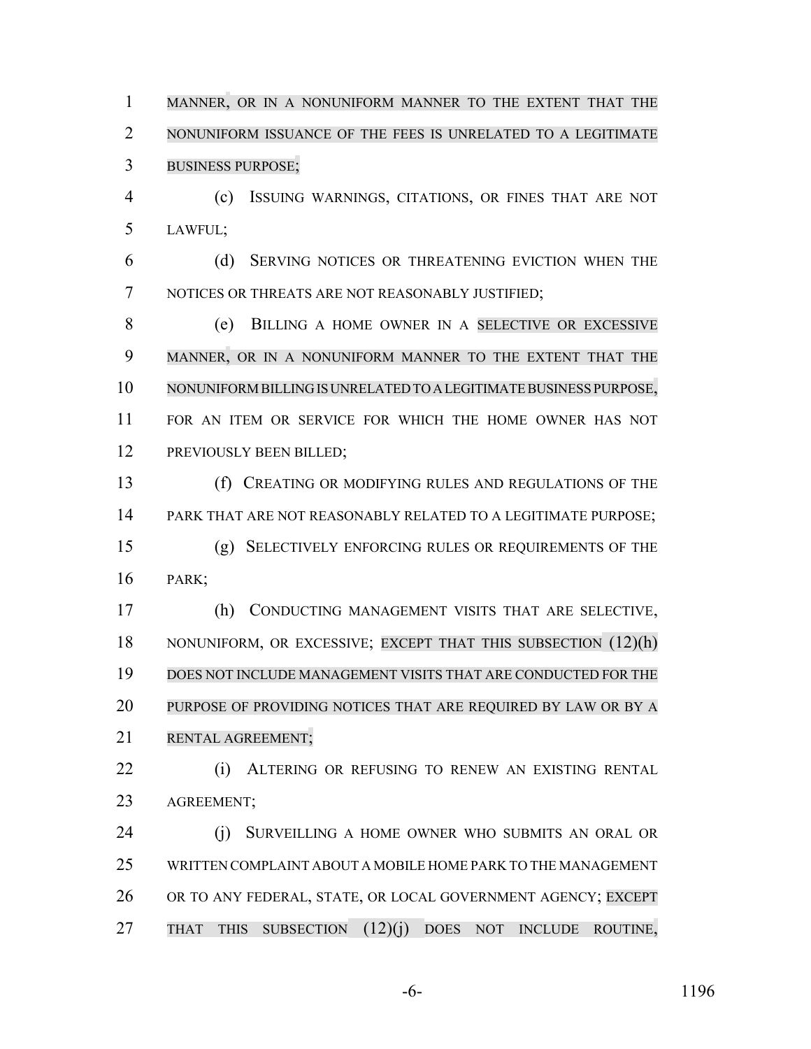MANNER, OR IN A NONUNIFORM MANNER TO THE EXTENT THAT THE NONUNIFORM ISSUANCE OF THE FEES IS UNRELATED TO A LEGITIMATE BUSINESS PURPOSE;

(c) ISSUING WARNINGS, CITATIONS, OR FINES THAT ARE NOT LAWFUL;

(d) SERVING NOTICES OR THREATENING EVICTION WHEN THE NOTICES OR THREATS ARE NOT REASONABLY JUSTIFIED;

(e) BILLING A HOME OWNER IN A SELECTIVE OR EXCESSIVE MANNER, OR IN A NONUNIFORM MANNER TO THE EXTENT THAT THE NONUNIFORM BILLING IS UNRELATED TO A LEGITIMATE BUSINESS PURPOSE, FOR AN ITEM OR SERVICE FOR WHICH THE HOME OWNER HAS NOT PREVIOUSLY BEEN BILLED;

(f) CREATING OR MODIFYING RULES AND REGULATIONS OF THE PARK THAT ARE NOT REASONABLY RELATED TO A LEGITIMATE PURPOSE;

(g) SELECTIVELY ENFORCING RULES OR REQUIREMENTS OF THE PARK;

(h) CONDUCTING MANAGEMENT VISITS THAT ARE SELECTIVE, NONUNIFORM, OR EXCESSIVE; EXCEPT THAT THIS SUBSECTION (12)(h) DOES NOT INCLUDE MANAGEMENT VISITS THAT ARE CONDUCTED FOR THE PURPOSE OF PROVIDING NOTICES THAT ARE REQUIRED BY LAW OR BY A RENTAL AGREEMENT;

(i) ALTERING OR REFUSING TO RENEW AN EXISTING RENTAL AGREEMENT;

(j) SURVEILLING A HOME OWNER WHO SUBMITS AN ORAL OR WRITTEN COMPLAINT ABOUT A MOBILE HOME PARK TO THE MANAGEMENT OR TO ANY FEDERAL, STATE, OR LOCAL GOVERNMENT AGENCY; EXCEPT THAT THIS SUBSECTION (12)(j) DOES NOT INCLUDE ROUTINE,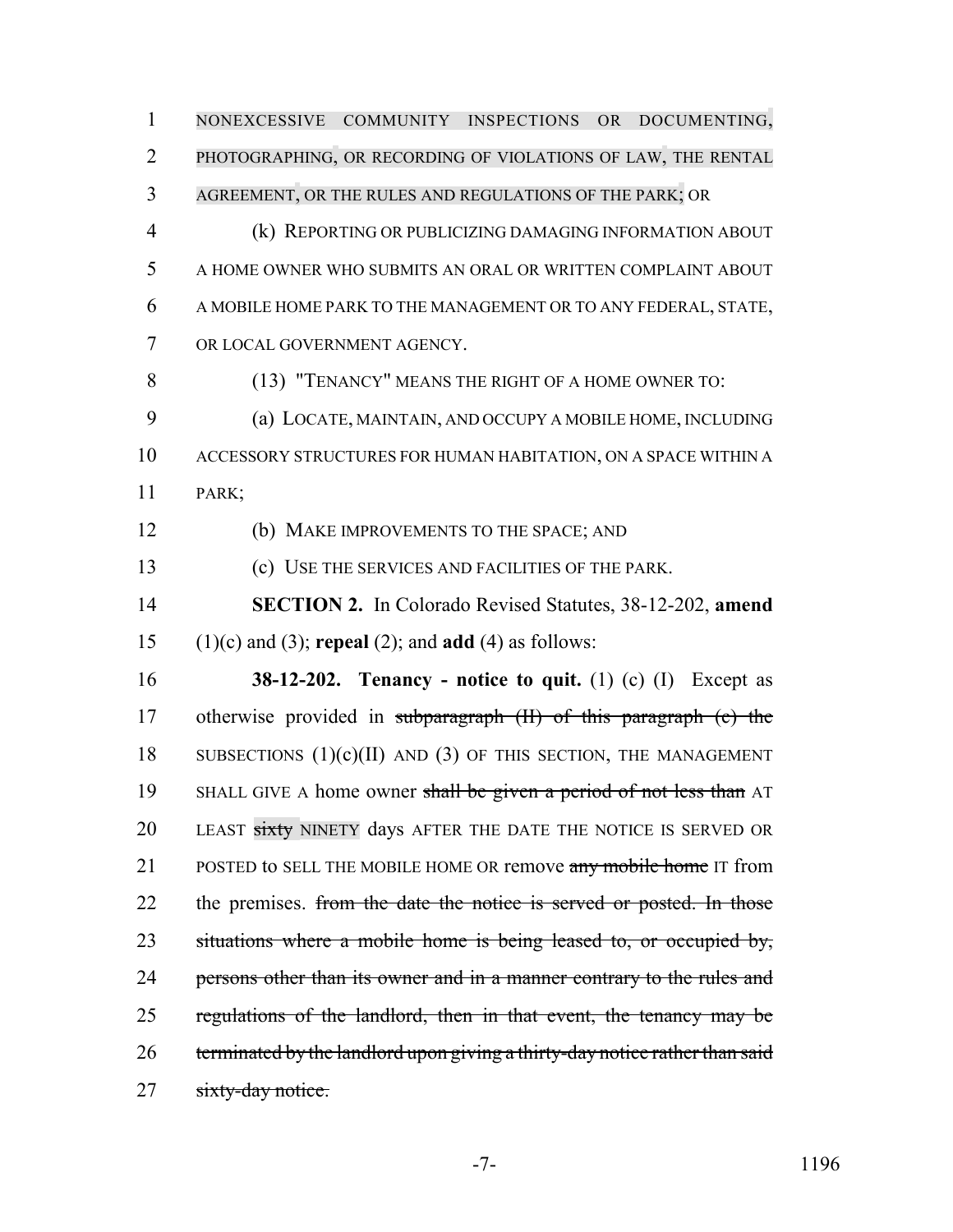NONEXCESSIVE COMMUNITY INSPECTIONS OR DOCUMENTING, PHOTOGRAPHING, OR RECORDING OF VIOLATIONS OF LAW, THE RENTAL AGREEMENT, OR THE RULES AND REGULATIONS OF THE PARK; OR

(k) REPORTING OR PUBLICIZING DAMAGING INFORMATION ABOUT A HOME OWNER WHO SUBMITS AN ORAL OR WRITTEN COMPLAINT ABOUT A MOBILE HOME PARK TO THE MANAGEMENT OR TO ANY FEDERAL, STATE, OR LOCAL GOVERNMENT AGENCY.

(13) "TENANCY" MEANS THE RIGHT OF A HOME OWNER TO:

(a) LOCATE, MAINTAIN, AND OCCUPY A MOBILE HOME, INCLUDING ACCESSORY STRUCTURES FOR HUMAN HABITATION, ON A SPACE WITHIN A PARK;

(b) MAKE IMPROVEMENTS TO THE SPACE; AND

(c) USE THE SERVICES AND FACILITIES OF THE PARK.

**SECTION 2.** In Colorado Revised Statutes, 38-12-202, **amend** (1)(c) and (3); **repeal** (2); and **add** (4) as follows:

**38-12-202. Tenancy - notice to quit.** (1) (c) (I) Except as otherwise provided in ~~subparagraph (II) of this paragraph (c) the~~ SUBSECTIONS (1)(c)(II) AND (3) OF THIS SECTION, THE MANAGEMENT SHALL GIVE A home owner ~~shall be given a period of not less than~~ AT LEAST ~~sixty~~ NINETY days AFTER THE DATE THE NOTICE IS SERVED OR POSTED to SELL THE MOBILE HOME OR remove ~~any mobile home~~ IT from the premises. ~~from the date the notice is served or posted. In those situations where a mobile home is being leased to, or occupied by, persons other than its owner and in a manner contrary to the rules and regulations of the landlord, then in that event, the tenancy may be terminated by the landlord upon giving a thirty-day notice rather than said sixty-day notice.~~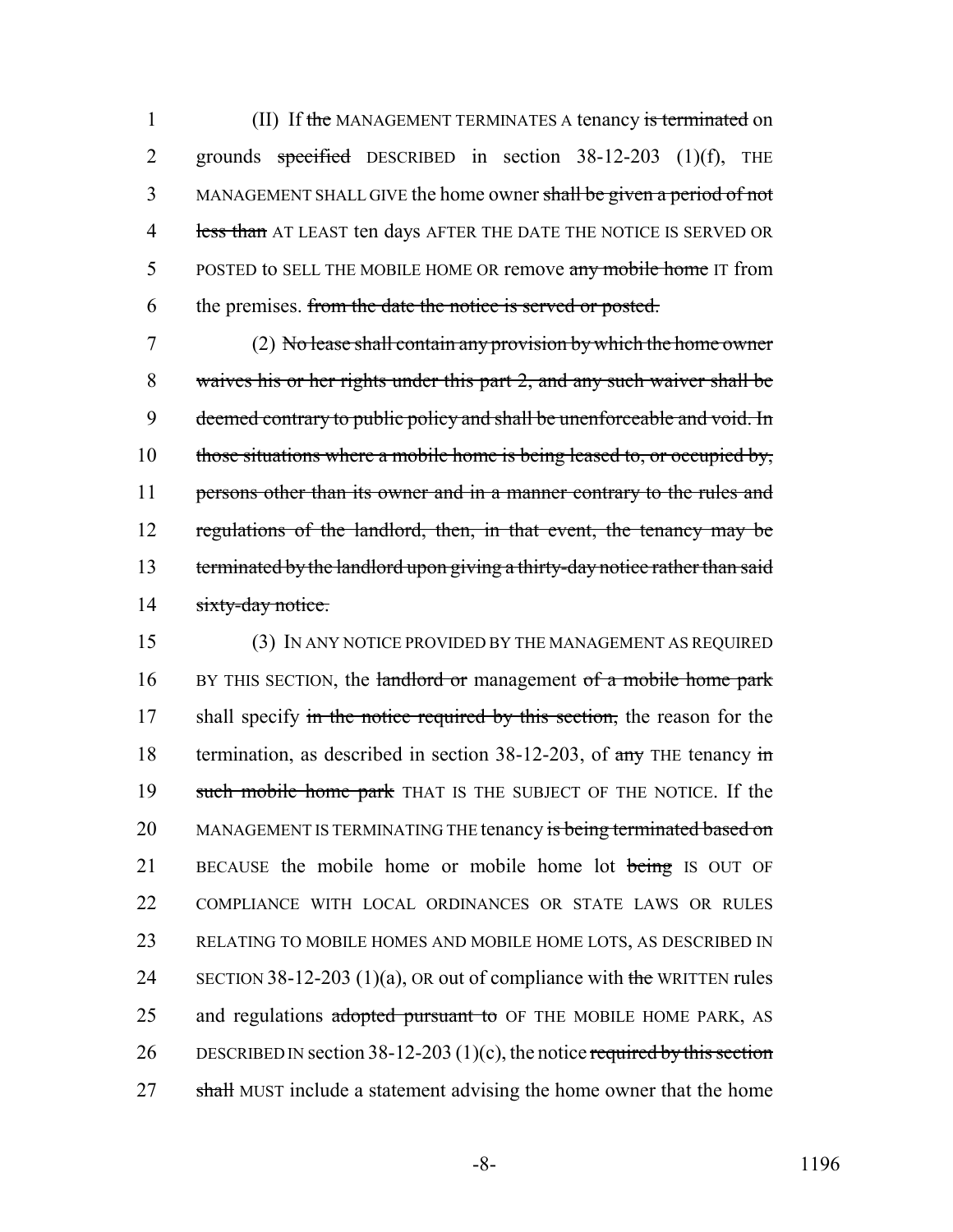(II) If ~~the~~ MANAGEMENT TERMINATES A tenancy ~~is terminated~~ on grounds ~~specified~~ DESCRIBED in section 38-12-203 (1)(f), THE MANAGEMENT SHALL GIVE the home owner ~~shall be given a period of not less than~~ AT LEAST ten days AFTER THE DATE THE NOTICE IS SERVED OR POSTED to SELL THE MOBILE HOME OR remove ~~any mobile home~~ IT from the premises. ~~from the date the notice is served or posted.~~

(2) ~~No lease shall contain any provision by which the home owner waives his or her rights under this part 2, and any such waiver shall be deemed contrary to public policy and shall be unenforceable and void. In those situations where a mobile home is being leased to, or occupied by, persons other than its owner and in a manner contrary to the rules and regulations of the landlord, then, in that event, the tenancy may be terminated by the landlord upon giving a thirty-day notice rather than said sixty-day notice.~~

(3) IN ANY NOTICE PROVIDED BY THE MANAGEMENT AS REQUIRED BY THIS SECTION, the ~~landlord or~~ management ~~of a mobile home park~~ shall specify ~~in the notice required by this section,~~ the reason for the termination, as described in section 38-12-203, of ~~any~~ THE tenancy ~~in such mobile home park~~ THAT IS THE SUBJECT OF THE NOTICE. If the MANAGEMENT IS TERMINATING THE tenancy ~~is being terminated based on~~ BECAUSE the mobile home or mobile home lot ~~being~~ IS OUT OF COMPLIANCE WITH LOCAL ORDINANCES OR STATE LAWS OR RULES RELATING TO MOBILE HOMES AND MOBILE HOME LOTS, AS DESCRIBED IN SECTION 38-12-203 (1)(a), OR out of compliance with ~~the~~ WRITTEN rules and regulations ~~adopted pursuant to~~ OF THE MOBILE HOME PARK, AS DESCRIBED IN section 38-12-203 (1)(c), the notice ~~required by this section shall~~ MUST include a statement advising the home owner that the home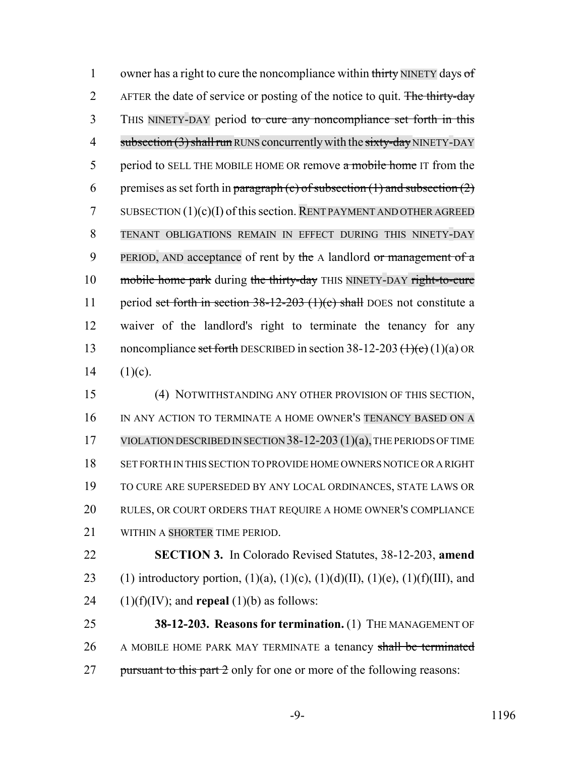owner has a right to cure the noncompliance within ~~thirty~~ NINETY days ~~of~~ AFTER the date of service or posting of the notice to quit. ~~The thirty-day~~ THIS NINETY-DAY period ~~to cure any noncompliance set forth in this subsection (3) shall run~~ RUNS concurrently with the ~~sixty-day~~ NINETY-DAY period to SELL THE MOBILE HOME OR remove ~~a mobile home~~ IT from the premises as set forth in ~~paragraph (c) of subsection (1) and subsection (2)~~ SUBSECTION (1)(c)(I) of this section. RENT PAYMENT AND OTHER AGREED TENANT OBLIGATIONS REMAIN IN EFFECT DURING THIS NINETY-DAY PERIOD, AND acceptance of rent by ~~the~~ A landlord ~~or management of a mobile home park~~ during ~~the thirty-day~~ THIS NINETY-DAY ~~right-to-cure~~ period ~~set forth in section 38-12-203 (1)(c) shall~~ DOES not constitute a waiver of the landlord's right to terminate the tenancy for any noncompliance ~~set forth~~ DESCRIBED in section 38-12-203 ~~(1)(c)~~ (1)(a) OR (1)(c).

(4) NOTWITHSTANDING ANY OTHER PROVISION OF THIS SECTION, IN ANY ACTION TO TERMINATE A HOME OWNER'S TENANCY BASED ON A VIOLATION DESCRIBED IN SECTION 38-12-203 (1)(a), THE PERIODS OF TIME SET FORTH IN THIS SECTION TO PROVIDE HOME OWNERS NOTICE OR A RIGHT TO CURE ARE SUPERSEDED BY ANY LOCAL ORDINANCES, STATE LAWS OR RULES, OR COURT ORDERS THAT REQUIRE A HOME OWNER'S COMPLIANCE WITHIN A SHORTER TIME PERIOD.

**SECTION 3.** In Colorado Revised Statutes, 38-12-203, **amend** (1) introductory portion, (1)(a), (1)(c), (1)(d)(II), (1)(e), (1)(f)(III), and (1)(f)(IV); and **repeal** (1)(b) as follows:

**38-12-203. Reasons for termination.** (1) THE MANAGEMENT OF A MOBILE HOME PARK MAY TERMINATE a tenancy ~~shall be terminated pursuant to this part 2~~ only for one or more of the following reasons: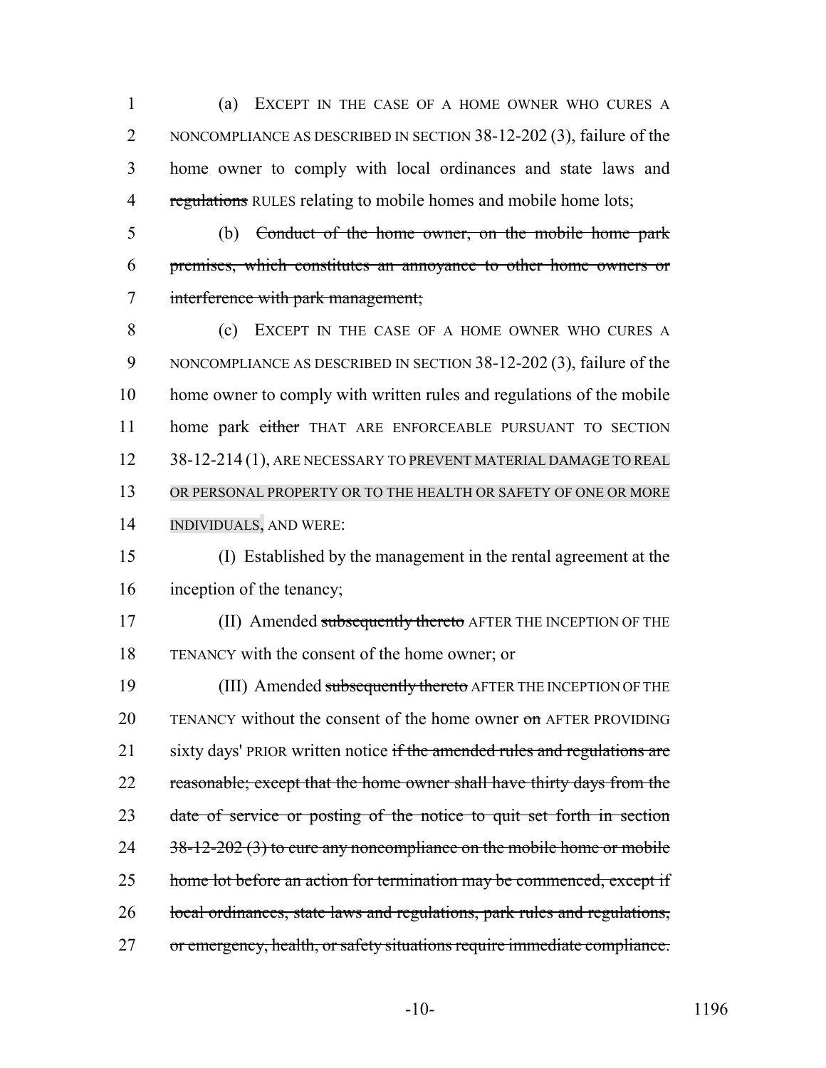(a) EXCEPT IN THE CASE OF A HOME OWNER WHO CURES A NONCOMPLIANCE AS DESCRIBED IN SECTION 38-12-202 (3), failure of the home owner to comply with local ordinances and state laws and ~~regulations~~ RULES relating to mobile homes and mobile home lots;

(b) ~~Conduct of the home owner, on the mobile home park premises, which constitutes an annoyance to other home owners or interference with park management;~~

(c) EXCEPT IN THE CASE OF A HOME OWNER WHO CURES A NONCOMPLIANCE AS DESCRIBED IN SECTION 38-12-202 (3), failure of the home owner to comply with written rules and regulations of the mobile home park ~~either~~ THAT ARE ENFORCEABLE PURSUANT TO SECTION 38-12-214 (1), ARE NECESSARY TO PREVENT MATERIAL DAMAGE TO REAL OR PERSONAL PROPERTY OR TO THE HEALTH OR SAFETY OF ONE OR MORE INDIVIDUALS, AND WERE:

(I) Established by the management in the rental agreement at the inception of the tenancy;

(II) Amended ~~subsequently thereto~~ AFTER THE INCEPTION OF THE TENANCY with the consent of the home owner; or

(III) Amended ~~subsequently thereto~~ AFTER THE INCEPTION OF THE TENANCY without the consent of the home owner ~~on~~ AFTER PROVIDING sixty days' PRIOR written notice ~~if the amended rules and regulations are reasonable; except that the home owner shall have thirty days from the date of service or posting of the notice to quit set forth in section 38-12-202 (3) to cure any noncompliance on the mobile home or mobile home lot before an action for termination may be commenced, except if local ordinances, state laws and regulations, park rules and regulations, or emergency, health, or safety situations require immediate compliance.~~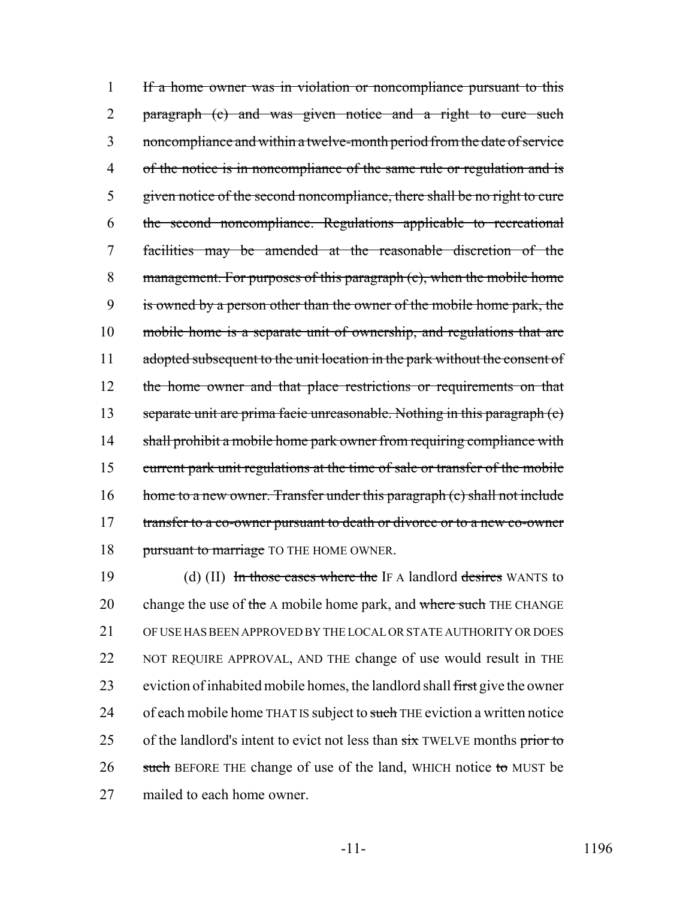~~If a home owner was in violation or noncompliance pursuant to this paragraph (c) and was given notice and a right to cure such noncompliance and within a twelve-month period from the date of service of the notice is in noncompliance of the same rule or regulation and is given notice of the second noncompliance, there shall be no right to cure the second noncompliance. Regulations applicable to recreational facilities may be amended at the reasonable discretion of the management. For purposes of this paragraph (c), when the mobile home is owned by a person other than the owner of the mobile home park, the mobile home is a separate unit of ownership, and regulations that are adopted subsequent to the unit location in the park without the consent of the home owner and that place restrictions or requirements on that separate unit are prima facie unreasonable. Nothing in this paragraph (c) shall prohibit a mobile home park owner from requiring compliance with current park unit regulations at the time of sale or transfer of the mobile home to a new owner. Transfer under this paragraph (c) shall not include transfer to a co-owner pursuant to death or divorce or to a new co-owner pursuant to marriage~~ TO THE HOME OWNER.

(d) (II) ~~In those cases where the~~ IF A landlord ~~desires~~ WANTS to change the use of ~~the~~ A mobile home park, and ~~where such~~ THE CHANGE OF USE HAS BEEN APPROVED BY THE LOCAL OR STATE AUTHORITY OR DOES NOT REQUIRE APPROVAL, AND THE change of use would result in THE eviction of inhabited mobile homes, the landlord shall ~~first~~ give the owner of each mobile home THAT IS subject to ~~such~~ THE eviction a written notice of the landlord's intent to evict not less than ~~six~~ TWELVE months ~~prior to such~~ BEFORE THE change of use of the land, WHICH notice ~~to~~ MUST be mailed to each home owner.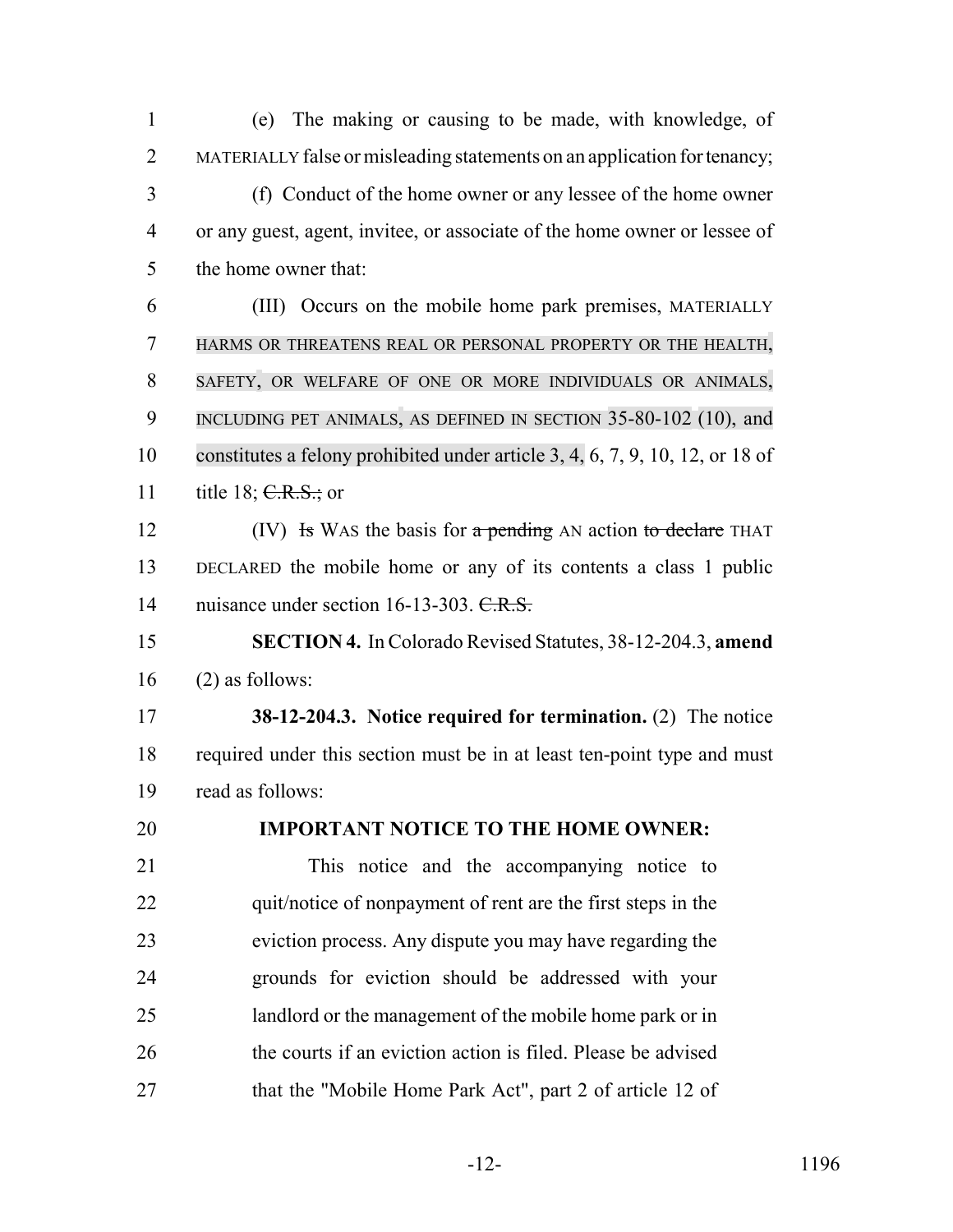(e) The making or causing to be made, with knowledge, of MATERIALLY false or misleading statements on an application for tenancy;

(f) Conduct of the home owner or any lessee of the home owner or any guest, agent, invitee, or associate of the home owner or lessee of the home owner that:

(III) Occurs on the mobile home park premises, MATERIALLY HARMS OR THREATENS REAL OR PERSONAL PROPERTY OR THE HEALTH, SAFETY, OR WELFARE OF ONE OR MORE INDIVIDUALS OR ANIMALS, INCLUDING PET ANIMALS, AS DEFINED IN SECTION 35-80-102 (10), and constitutes a felony prohibited under article 3, 4, 6, 7, 9, 10, 12, or 18 of title 18; ~~C.R.S.;~~ or

(IV) ~~Is~~ WAS the basis for ~~a pending~~ AN action ~~to declare~~ THAT DECLARED the mobile home or any of its contents a class 1 public nuisance under section 16-13-303. ~~C.R.S.~~

**SECTION 4.** In Colorado Revised Statutes, 38-12-204.3, **amend** (2) as follows:

**38-12-204.3. Notice required for termination.** (2) The notice required under this section must be in at least ten-point type and must read as follows:

**IMPORTANT NOTICE TO THE HOME OWNER:**

This notice and the accompanying notice to quit/notice of nonpayment of rent are the first steps in the eviction process. Any dispute you may have regarding the grounds for eviction should be addressed with your landlord or the management of the mobile home park or in the courts if an eviction action is filed. Please be advised that the "Mobile Home Park Act", part 2 of article 12 of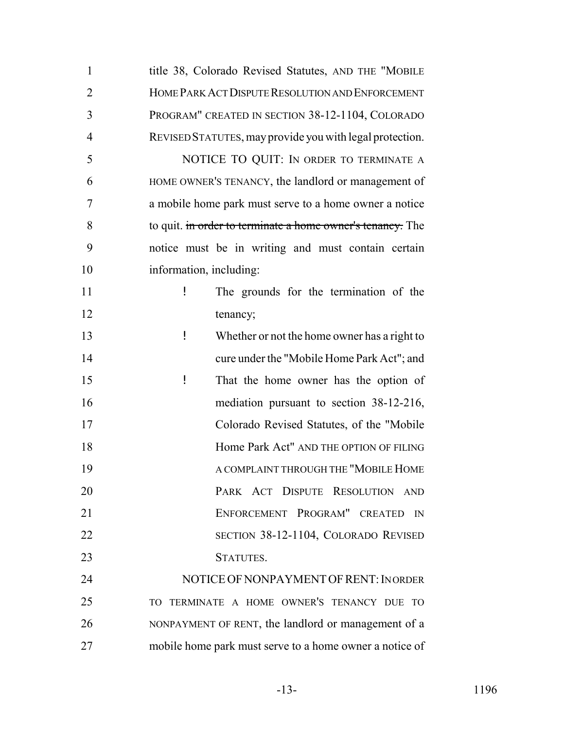title 38, Colorado Revised Statutes, AND THE "MOBILE HOME PARK ACT DISPUTE RESOLUTION AND ENFORCEMENT PROGRAM" CREATED IN SECTION 38-12-1104, COLORADO REVISED STATUTES, may provide you with legal protection.

NOTICE TO QUIT: IN ORDER TO TERMINATE A HOME OWNER'S TENANCY, the landlord or management of a mobile home park must serve to a home owner a notice to quit. ~~in order to terminate a home owner's tenancy.~~ The notice must be in writing and must contain certain information, including:

- The grounds for the termination of the tenancy;
- Whether or not the home owner has a right to cure under the "Mobile Home Park Act"; and
- That the home owner has the option of mediation pursuant to section 38-12-216, Colorado Revised Statutes, of the "Mobile Home Park Act" AND THE OPTION OF FILING A COMPLAINT THROUGH THE "MOBILE HOME PARK ACT DISPUTE RESOLUTION AND ENFORCEMENT PROGRAM" CREATED IN SECTION 38-12-1104, COLORADO REVISED STATUTES.

NOTICE OF NONPAYMENT OF RENT: IN ORDER TO TERMINATE A HOME OWNER'S TENANCY DUE TO NONPAYMENT OF RENT, the landlord or management of a mobile home park must serve to a home owner a notice of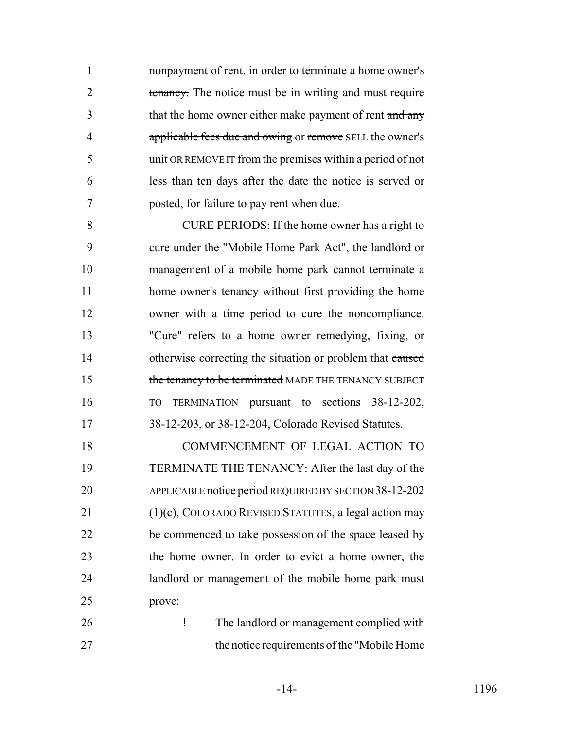nonpayment of rent. ~~in order to terminate a home owner's tenancy.~~ The notice must be in writing and must require that the home owner either make payment of rent ~~and any applicable fees due and owing~~ or ~~remove~~ SELL the owner's unit OR REMOVE IT from the premises within a period of not less than ten days after the date the notice is served or posted, for failure to pay rent when due.

CURE PERIODS: If the home owner has a right to cure under the "Mobile Home Park Act", the landlord or management of a mobile home park cannot terminate a home owner's tenancy without first providing the home owner with a time period to cure the noncompliance. "Cure" refers to a home owner remedying, fixing, or otherwise correcting the situation or problem that ~~caused the tenancy to be terminated~~ MADE THE TENANCY SUBJECT TO TERMINATION pursuant to sections 38-12-202, 38-12-203, or 38-12-204, Colorado Revised Statutes.

COMMENCEMENT OF LEGAL ACTION TO TERMINATE THE TENANCY: After the last day of the APPLICABLE notice period REQUIRED BY SECTION 38-12-202 (1)(c), COLORADO REVISED STATUTES, a legal action may be commenced to take possession of the space leased by the home owner. In order to evict a home owner, the landlord or management of the mobile home park must prove:

- The landlord or management complied with the notice requirements of the "Mobile Home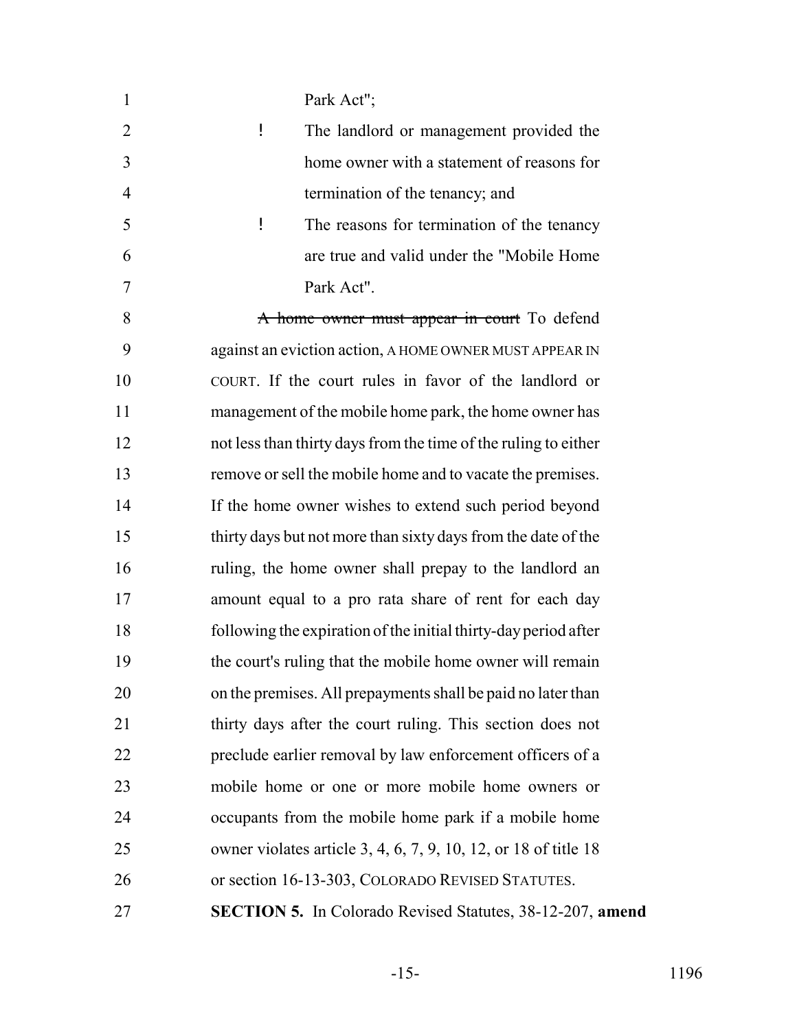Park Act";

- ! The landlord or management provided the home owner with a statement of reasons for termination of the tenancy; and
- ! The reasons for termination of the tenancy are true and valid under the "Mobile Home Park Act".

~~A home owner must appear in court~~ To defend against an eviction action, A HOME OWNER MUST APPEAR IN COURT. If the court rules in favor of the landlord or management of the mobile home park, the home owner has not less than thirty days from the time of the ruling to either remove or sell the mobile home and to vacate the premises. If the home owner wishes to extend such period beyond thirty days but not more than sixty days from the date of the ruling, the home owner shall prepay to the landlord an amount equal to a pro rata share of rent for each day following the expiration of the initial thirty-day period after the court's ruling that the mobile home owner will remain on the premises. All prepayments shall be paid no later than thirty days after the court ruling. This section does not preclude earlier removal by law enforcement officers of a mobile home or one or more mobile home owners or occupants from the mobile home park if a mobile home owner violates article 3, 4, 6, 7, 9, 10, 12, or 18 of title 18 or section 16-13-303, COLORADO REVISED STATUTES.

**SECTION 5.** In Colorado Revised Statutes, 38-12-207, **amend**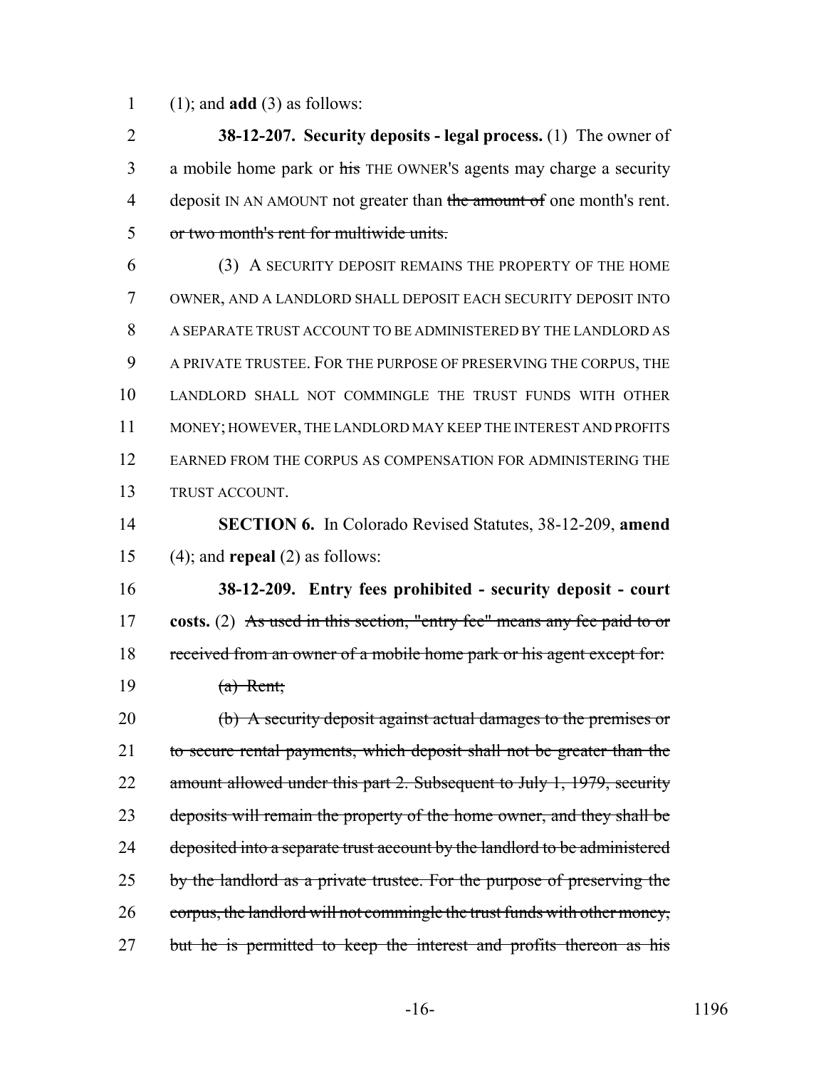(1); and **add** (3) as follows:

**38-12-207. Security deposits - legal process.** (1) The owner of a mobile home park or ~~his~~ THE OWNER'S agents may charge a security deposit IN AN AMOUNT not greater than ~~the amount of~~ one month's rent. ~~or two month's rent for multiwide units.~~

(3) A SECURITY DEPOSIT REMAINS THE PROPERTY OF THE HOME OWNER, AND A LANDLORD SHALL DEPOSIT EACH SECURITY DEPOSIT INTO A SEPARATE TRUST ACCOUNT TO BE ADMINISTERED BY THE LANDLORD AS A PRIVATE TRUSTEE. FOR THE PURPOSE OF PRESERVING THE CORPUS, THE LANDLORD SHALL NOT COMMINGLE THE TRUST FUNDS WITH OTHER MONEY; HOWEVER, THE LANDLORD MAY KEEP THE INTEREST AND PROFITS EARNED FROM THE CORPUS AS COMPENSATION FOR ADMINISTERING THE TRUST ACCOUNT.

**SECTION 6.** In Colorado Revised Statutes, 38-12-209, **amend** (4); and **repeal** (2) as follows:

**38-12-209. Entry fees prohibited - security deposit - court costs.** (2) ~~As used in this section, "entry fee" means any fee paid to or received from an owner of a mobile home park or his agent except for:~~

~~(a) Rent;~~

~~(b) A security deposit against actual damages to the premises or to secure rental payments, which deposit shall not be greater than the amount allowed under this part 2. Subsequent to July 1, 1979, security deposits will remain the property of the home owner, and they shall be deposited into a separate trust account by the landlord to be administered by the landlord as a private trustee. For the purpose of preserving the corpus, the landlord will not commingle the trust funds with other money, but he is permitted to keep the interest and profits thereon as his~~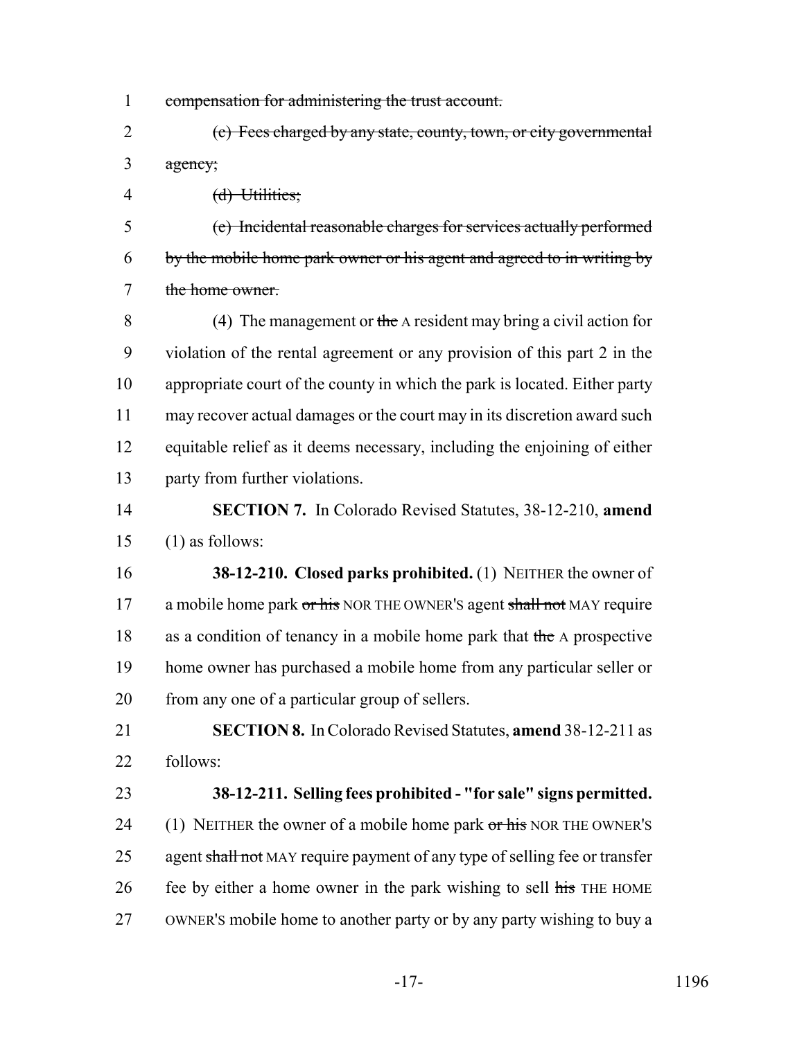~~compensation for administering the trust account.~~

~~(c) Fees charged by any state, county, town, or city governmental agency;~~

~~(d) Utilities;~~

~~(e) Incidental reasonable charges for services actually performed by the mobile home park owner or his agent and agreed to in writing by the home owner.~~

(4) The management or ~~the~~ A resident may bring a civil action for violation of the rental agreement or any provision of this part 2 in the appropriate court of the county in which the park is located. Either party may recover actual damages or the court may in its discretion award such equitable relief as it deems necessary, including the enjoining of either party from further violations.

**SECTION 7.** In Colorado Revised Statutes, 38-12-210, **amend** (1) as follows:

**38-12-210. Closed parks prohibited.** (1) NEITHER the owner of a mobile home park ~~or his~~ NOR THE OWNER'S agent ~~shall not~~ MAY require as a condition of tenancy in a mobile home park that ~~the~~ A prospective home owner has purchased a mobile home from any particular seller or from any one of a particular group of sellers.

**SECTION 8.** In Colorado Revised Statutes, **amend** 38-12-211 as follows:

**38-12-211. Selling fees prohibited - "for sale" signs permitted.** (1) NEITHER the owner of a mobile home park ~~or his~~ NOR THE OWNER'S agent ~~shall not~~ MAY require payment of any type of selling fee or transfer fee by either a home owner in the park wishing to sell ~~his~~ THE HOME OWNER'S mobile home to another party or by any party wishing to buy a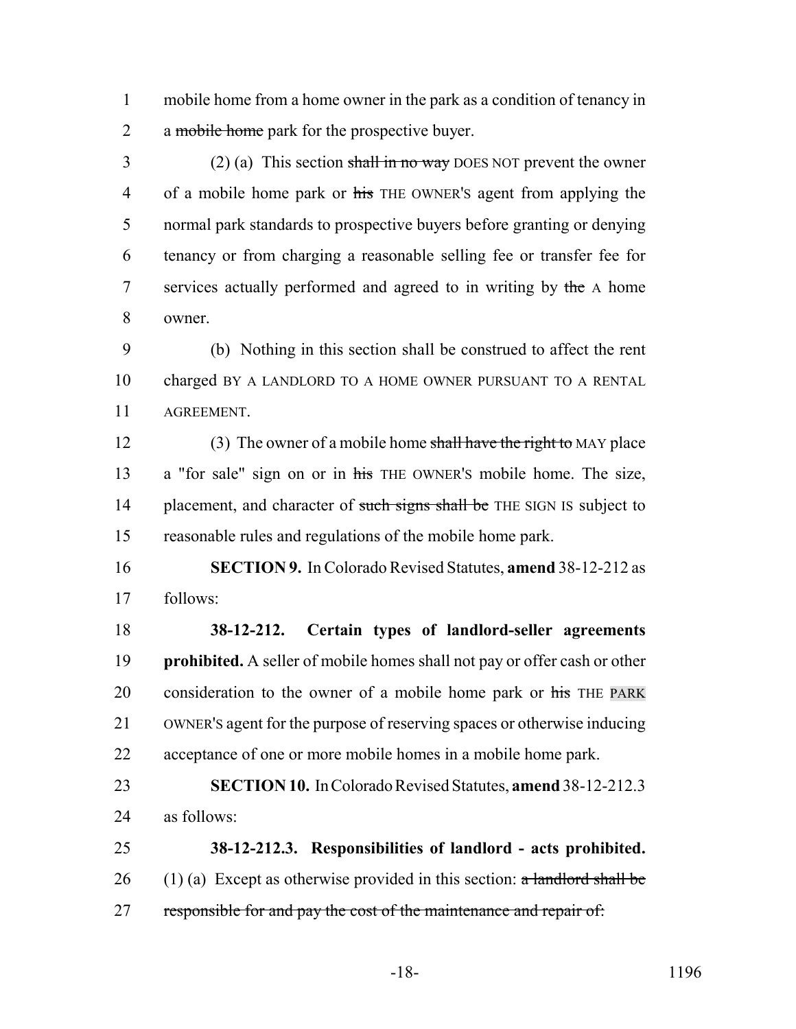mobile home from a home owner in the park as a condition of tenancy in a ~~mobile home~~ park for the prospective buyer.

(2) (a) This section ~~shall in no way~~ DOES NOT prevent the owner of a mobile home park or ~~his~~ THE OWNER'S agent from applying the normal park standards to prospective buyers before granting or denying tenancy or from charging a reasonable selling fee or transfer fee for services actually performed and agreed to in writing by ~~the~~ A home owner.

(b) Nothing in this section shall be construed to affect the rent charged BY A LANDLORD TO A HOME OWNER PURSUANT TO A RENTAL AGREEMENT.

(3) The owner of a mobile home ~~shall have the right to~~ MAY place a "for sale" sign on or in ~~his~~ THE OWNER'S mobile home. The size, placement, and character of ~~such signs shall be~~ THE SIGN IS subject to reasonable rules and regulations of the mobile home park.

**SECTION 9.** In Colorado Revised Statutes, **amend** 38-12-212 as follows:

**38-12-212. Certain types of landlord-seller agreements prohibited.** A seller of mobile homes shall not pay or offer cash or other consideration to the owner of a mobile home park or ~~his~~ THE PARK OWNER'S agent for the purpose of reserving spaces or otherwise inducing acceptance of one or more mobile homes in a mobile home park.

**SECTION 10.** In Colorado Revised Statutes, **amend** 38-12-212.3 as follows:

**38-12-212.3. Responsibilities of landlord - acts prohibited.** (1) (a) Except as otherwise provided in this section: ~~a landlord shall be responsible for and pay the cost of the maintenance and repair of:~~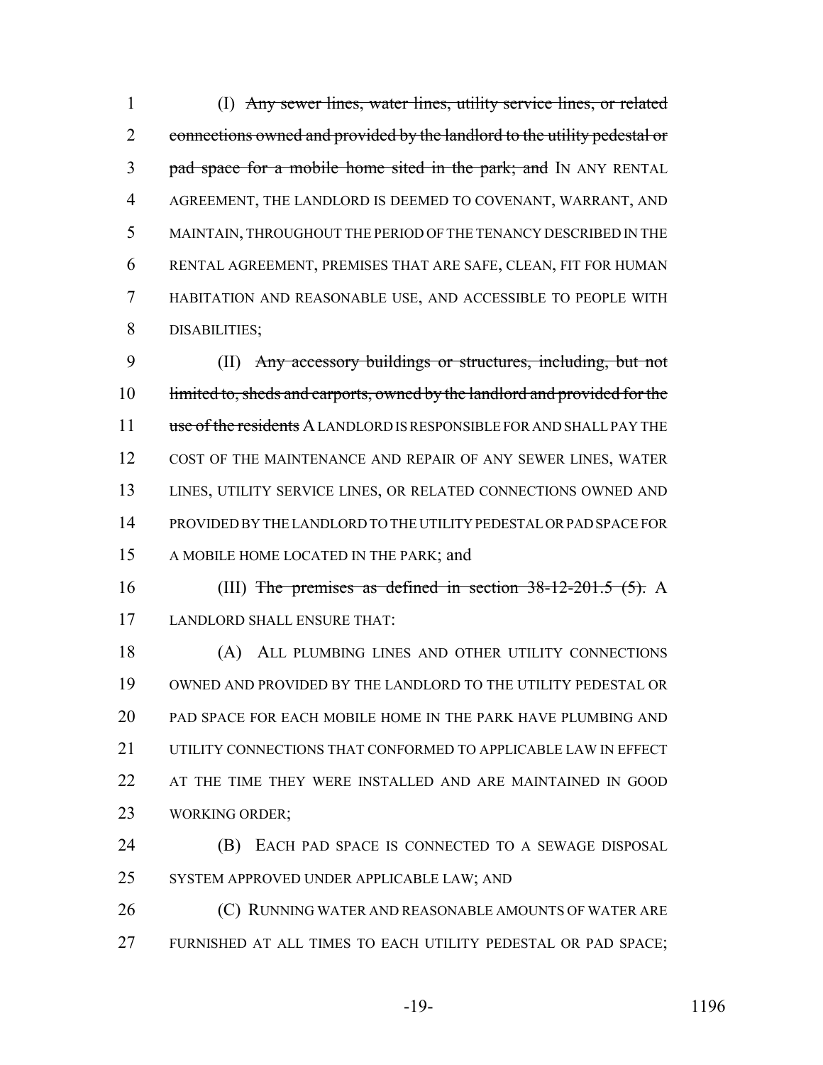(I) ~~Any sewer lines, water lines, utility service lines, or related connections owned and provided by the landlord to the utility pedestal or pad space for a mobile home sited in the park; and~~ IN ANY RENTAL AGREEMENT, THE LANDLORD IS DEEMED TO COVENANT, WARRANT, AND MAINTAIN, THROUGHOUT THE PERIOD OF THE TENANCY DESCRIBED IN THE RENTAL AGREEMENT, PREMISES THAT ARE SAFE, CLEAN, FIT FOR HUMAN HABITATION AND REASONABLE USE, AND ACCESSIBLE TO PEOPLE WITH DISABILITIES;

(II) ~~Any accessory buildings or structures, including, but not limited to, sheds and carports, owned by the landlord and provided for the use of the residents~~ A LANDLORD IS RESPONSIBLE FOR AND SHALL PAY THE COST OF THE MAINTENANCE AND REPAIR OF ANY SEWER LINES, WATER LINES, UTILITY SERVICE LINES, OR RELATED CONNECTIONS OWNED AND PROVIDED BY THE LANDLORD TO THE UTILITY PEDESTAL OR PAD SPACE FOR A MOBILE HOME LOCATED IN THE PARK; and

(III) ~~The premises as defined in section 38-12-201.5 (5).~~ A LANDLORD SHALL ENSURE THAT:

(A) ALL PLUMBING LINES AND OTHER UTILITY CONNECTIONS OWNED AND PROVIDED BY THE LANDLORD TO THE UTILITY PEDESTAL OR PAD SPACE FOR EACH MOBILE HOME IN THE PARK HAVE PLUMBING AND UTILITY CONNECTIONS THAT CONFORMED TO APPLICABLE LAW IN EFFECT AT THE TIME THEY WERE INSTALLED AND ARE MAINTAINED IN GOOD WORKING ORDER;

(B) EACH PAD SPACE IS CONNECTED TO A SEWAGE DISPOSAL SYSTEM APPROVED UNDER APPLICABLE LAW; AND

(C) RUNNING WATER AND REASONABLE AMOUNTS OF WATER ARE FURNISHED AT ALL TIMES TO EACH UTILITY PEDESTAL OR PAD SPACE;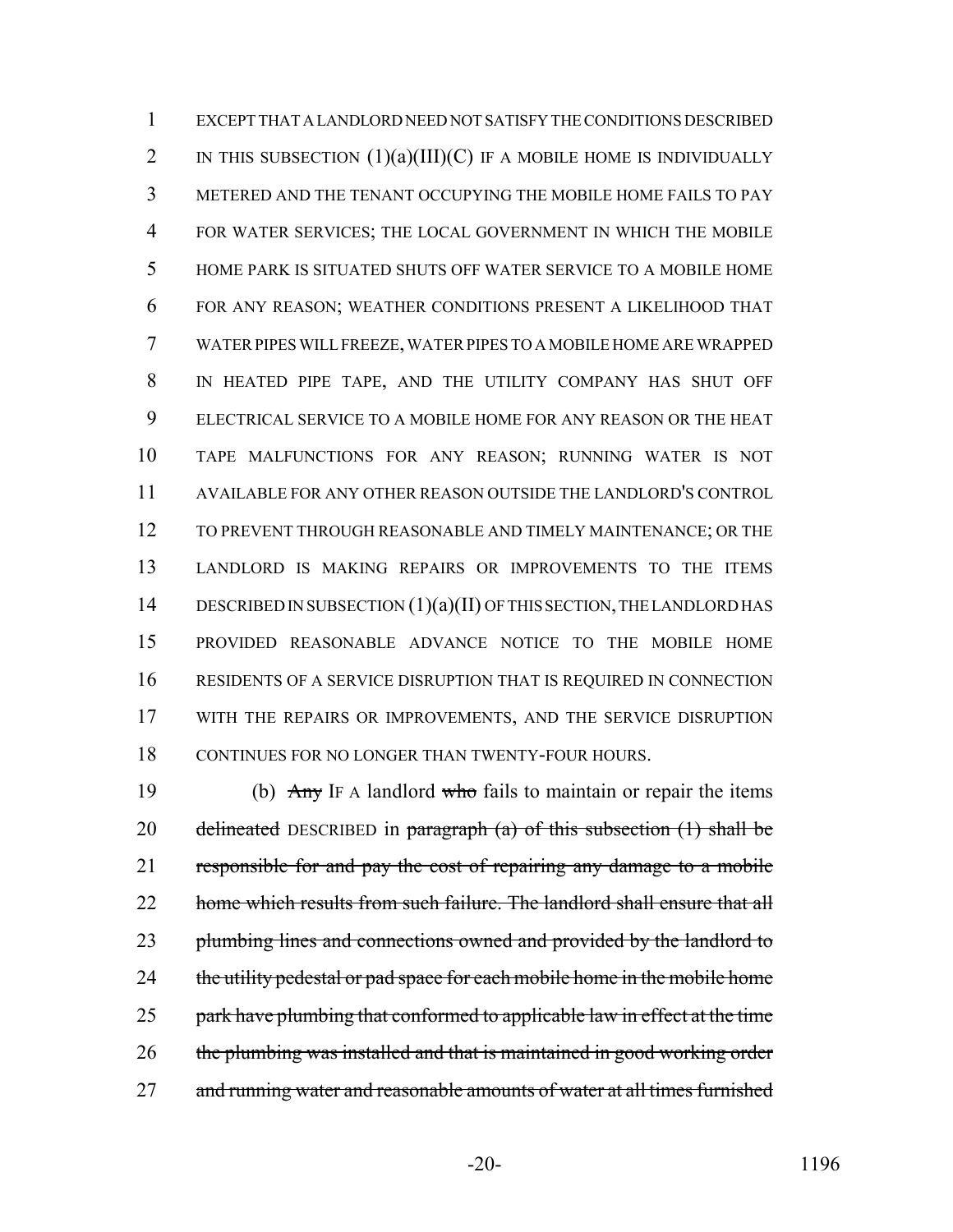EXCEPT THAT A LANDLORD NEED NOT SATISFY THE CONDITIONS DESCRIBED IN THIS SUBSECTION (1)(a)(III)(C) IF A MOBILE HOME IS INDIVIDUALLY METERED AND THE TENANT OCCUPYING THE MOBILE HOME FAILS TO PAY FOR WATER SERVICES; THE LOCAL GOVERNMENT IN WHICH THE MOBILE HOME PARK IS SITUATED SHUTS OFF WATER SERVICE TO A MOBILE HOME FOR ANY REASON; WEATHER CONDITIONS PRESENT A LIKELIHOOD THAT WATER PIPES WILL FREEZE, WATER PIPES TO A MOBILE HOME ARE WRAPPED IN HEATED PIPE TAPE, AND THE UTILITY COMPANY HAS SHUT OFF ELECTRICAL SERVICE TO A MOBILE HOME FOR ANY REASON OR THE HEAT TAPE MALFUNCTIONS FOR ANY REASON; RUNNING WATER IS NOT AVAILABLE FOR ANY OTHER REASON OUTSIDE THE LANDLORD'S CONTROL TO PREVENT THROUGH REASONABLE AND TIMELY MAINTENANCE; OR THE LANDLORD IS MAKING REPAIRS OR IMPROVEMENTS TO THE ITEMS DESCRIBED IN SUBSECTION (1)(a)(II) OF THIS SECTION, THE LANDLORD HAS PROVIDED REASONABLE ADVANCE NOTICE TO THE MOBILE HOME RESIDENTS OF A SERVICE DISRUPTION THAT IS REQUIRED IN CONNECTION WITH THE REPAIRS OR IMPROVEMENTS, AND THE SERVICE DISRUPTION CONTINUES FOR NO LONGER THAN TWENTY-FOUR HOURS.

(b) ~~Any~~ IF A landlord ~~who~~ fails to maintain or repair the items ~~delineated~~ DESCRIBED in ~~paragraph (a) of this subsection (1) shall be responsible for and pay the cost of repairing any damage to a mobile home which results from such failure. The landlord shall ensure that all plumbing lines and connections owned and provided by the landlord to the utility pedestal or pad space for each mobile home in the mobile home park have plumbing that conformed to applicable law in effect at the time the plumbing was installed and that is maintained in good working order and running water and reasonable amounts of water at all times furnished~~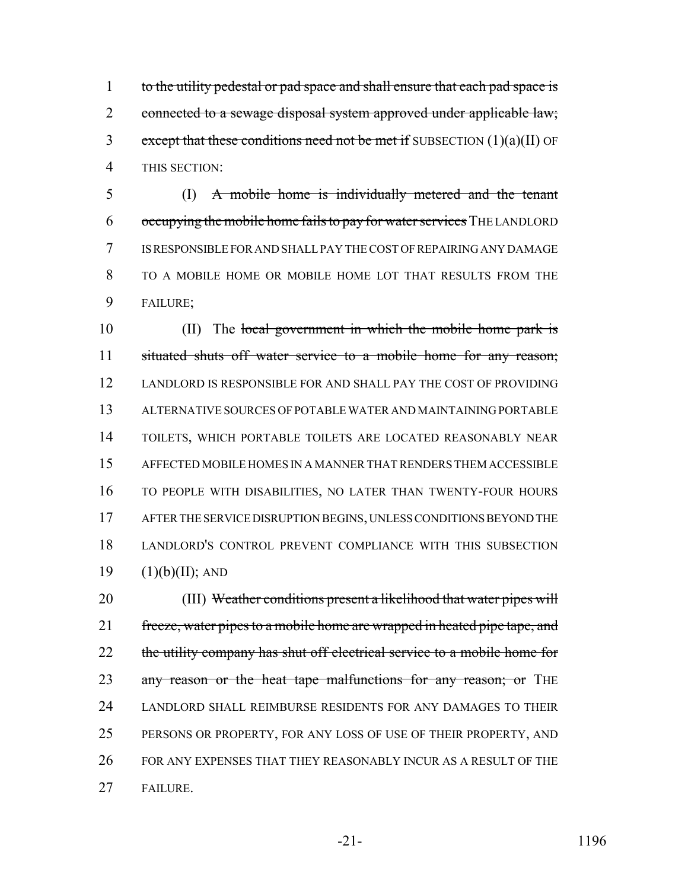to the utility pedestal or pad space and shall ensure that each pad space is connected to a sewage disposal system approved under applicable law; except that these conditions need not be met if SUBSECTION (1)(a)(II) OF THIS SECTION:

(I) A mobile home is individually metered and the tenant occupying the mobile home fails to pay for water services THE LANDLORD IS RESPONSIBLE FOR AND SHALL PAY THE COST OF REPAIRING ANY DAMAGE TO A MOBILE HOME OR MOBILE HOME LOT THAT RESULTS FROM THE FAILURE;

(II) The local government in which the mobile home park is situated shuts off water service to a mobile home for any reason; LANDLORD IS RESPONSIBLE FOR AND SHALL PAY THE COST OF PROVIDING ALTERNATIVE SOURCES OF POTABLE WATER AND MAINTAINING PORTABLE TOILETS, WHICH PORTABLE TOILETS ARE LOCATED REASONABLY NEAR AFFECTED MOBILE HOMES IN A MANNER THAT RENDERS THEM ACCESSIBLE TO PEOPLE WITH DISABILITIES, NO LATER THAN TWENTY-FOUR HOURS AFTER THE SERVICE DISRUPTION BEGINS, UNLESS CONDITIONS BEYOND THE LANDLORD'S CONTROL PREVENT COMPLIANCE WITH THIS SUBSECTION (1)(b)(II); AND

(III) Weather conditions present a likelihood that water pipes will freeze, water pipes to a mobile home are wrapped in heated pipe tape, and the utility company has shut off electrical service to a mobile home for any reason or the heat tape malfunctions for any reason; or THE LANDLORD SHALL REIMBURSE RESIDENTS FOR ANY DAMAGES TO THEIR PERSONS OR PROPERTY, FOR ANY LOSS OF USE OF THEIR PROPERTY, AND FOR ANY EXPENSES THAT THEY REASONABLY INCUR AS A RESULT OF THE FAILURE.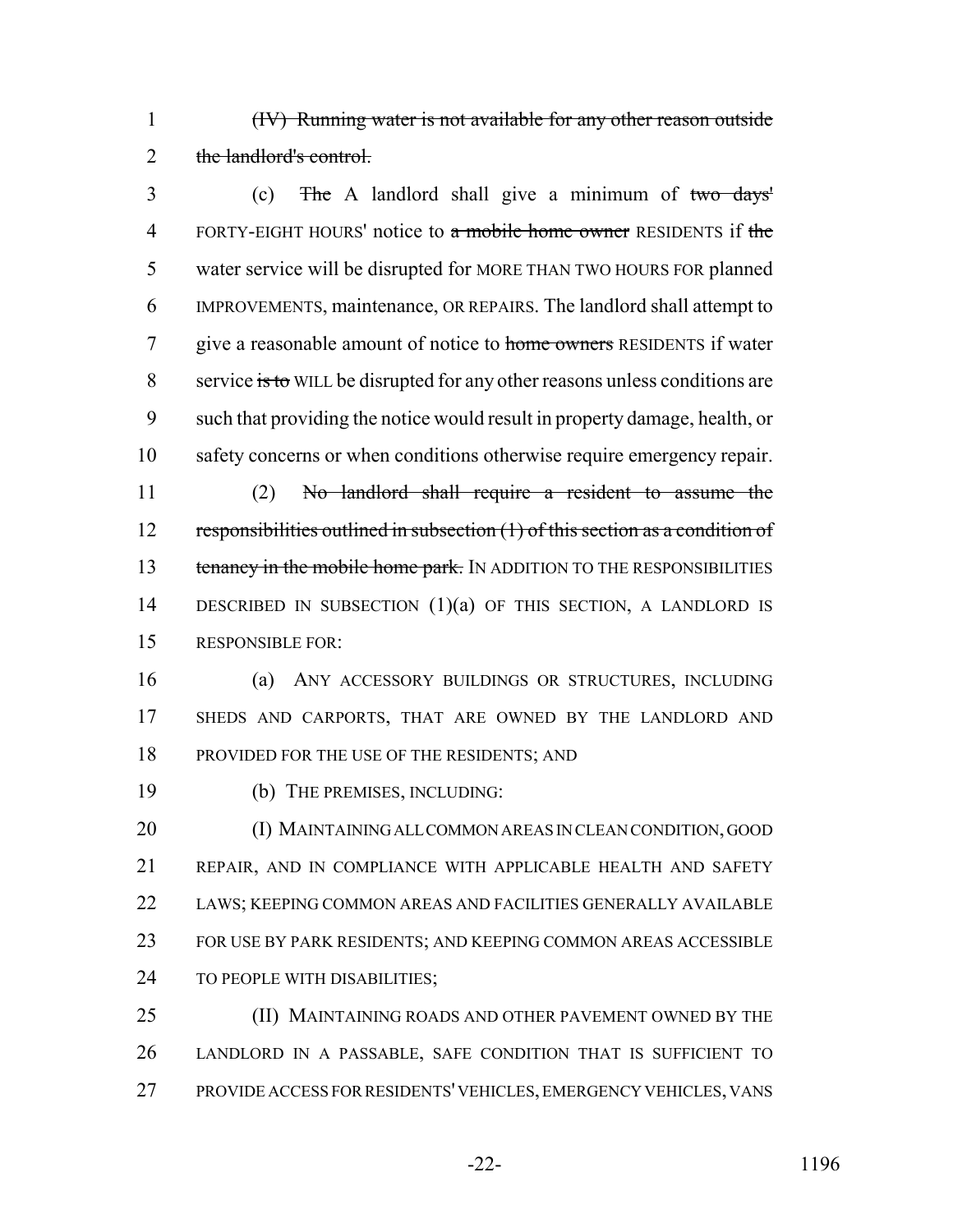~~(IV) Running water is not available for any other reason outside the landlord's control.~~

(c) ~~The~~ A landlord shall give a minimum of ~~two days'~~ FORTY-EIGHT HOURS' notice to ~~a mobile home owner~~ RESIDENTS if ~~the~~ water service will be disrupted for MORE THAN TWO HOURS FOR planned IMPROVEMENTS, maintenance, OR REPAIRS. The landlord shall attempt to give a reasonable amount of notice to ~~home owners~~ RESIDENTS if water service ~~is to~~ WILL be disrupted for any other reasons unless conditions are such that providing the notice would result in property damage, health, or safety concerns or when conditions otherwise require emergency repair.

(2) ~~No landlord shall require a resident to assume the responsibilities outlined in subsection (1) of this section as a condition of tenancy in the mobile home park.~~ IN ADDITION TO THE RESPONSIBILITIES DESCRIBED IN SUBSECTION (1)(a) OF THIS SECTION, A LANDLORD IS RESPONSIBLE FOR:

(a) ANY ACCESSORY BUILDINGS OR STRUCTURES, INCLUDING SHEDS AND CARPORTS, THAT ARE OWNED BY THE LANDLORD AND PROVIDED FOR THE USE OF THE RESIDENTS; AND

(b) THE PREMISES, INCLUDING:

(I) MAINTAINING ALL COMMON AREAS IN CLEAN CONDITION, GOOD REPAIR, AND IN COMPLIANCE WITH APPLICABLE HEALTH AND SAFETY LAWS; KEEPING COMMON AREAS AND FACILITIES GENERALLY AVAILABLE FOR USE BY PARK RESIDENTS; AND KEEPING COMMON AREAS ACCESSIBLE TO PEOPLE WITH DISABILITIES;

(II) MAINTAINING ROADS AND OTHER PAVEMENT OWNED BY THE LANDLORD IN A PASSABLE, SAFE CONDITION THAT IS SUFFICIENT TO PROVIDE ACCESS FOR RESIDENTS' VEHICLES, EMERGENCY VEHICLES, VANS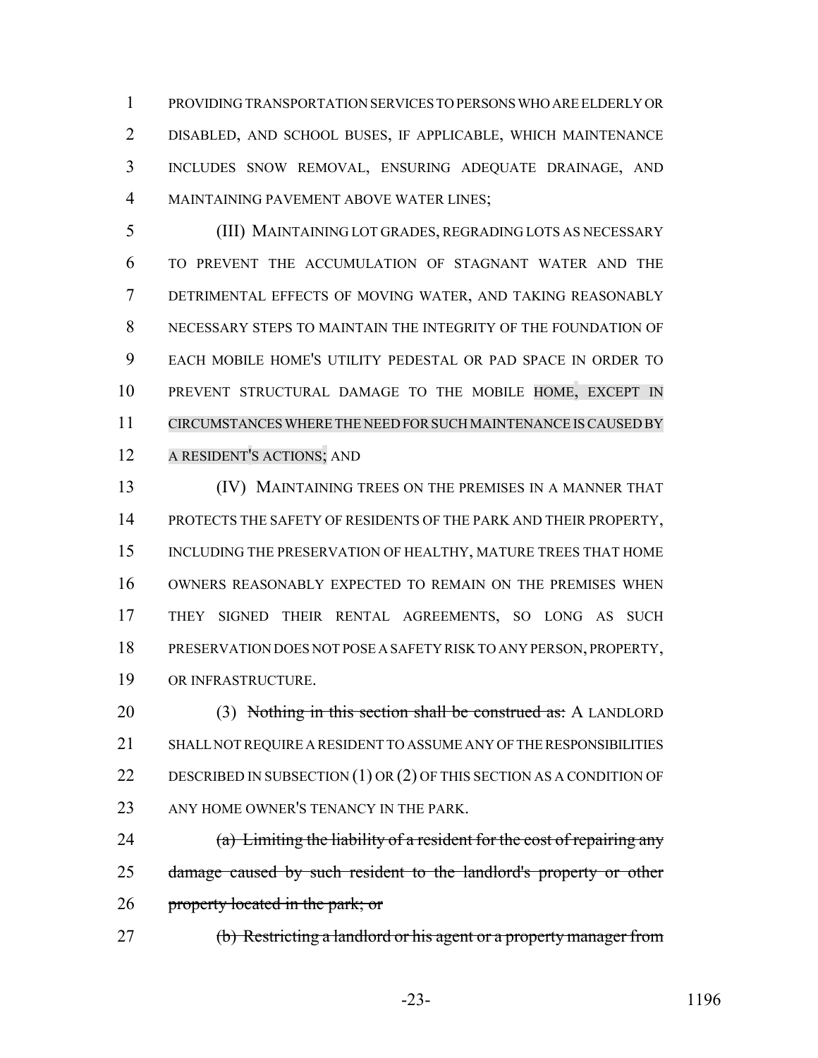PROVIDING TRANSPORTATION SERVICES TO PERSONS WHO ARE ELDERLY OR DISABLED, AND SCHOOL BUSES, IF APPLICABLE, WHICH MAINTENANCE INCLUDES SNOW REMOVAL, ENSURING ADEQUATE DRAINAGE, AND MAINTAINING PAVEMENT ABOVE WATER LINES;

(III) MAINTAINING LOT GRADES, REGRADING LOTS AS NECESSARY TO PREVENT THE ACCUMULATION OF STAGNANT WATER AND THE DETRIMENTAL EFFECTS OF MOVING WATER, AND TAKING REASONABLY NECESSARY STEPS TO MAINTAIN THE INTEGRITY OF THE FOUNDATION OF EACH MOBILE HOME'S UTILITY PEDESTAL OR PAD SPACE IN ORDER TO PREVENT STRUCTURAL DAMAGE TO THE MOBILE HOME, EXCEPT IN CIRCUMSTANCES WHERE THE NEED FOR SUCH MAINTENANCE IS CAUSED BY A RESIDENT'S ACTIONS; AND

(IV) MAINTAINING TREES ON THE PREMISES IN A MANNER THAT PROTECTS THE SAFETY OF RESIDENTS OF THE PARK AND THEIR PROPERTY, INCLUDING THE PRESERVATION OF HEALTHY, MATURE TREES THAT HOME OWNERS REASONABLY EXPECTED TO REMAIN ON THE PREMISES WHEN THEY SIGNED THEIR RENTAL AGREEMENTS, SO LONG AS SUCH PRESERVATION DOES NOT POSE A SAFETY RISK TO ANY PERSON, PROPERTY, OR INFRASTRUCTURE.

(3) ~~Nothing in this section shall be construed as:~~ A LANDLORD SHALL NOT REQUIRE A RESIDENT TO ASSUME ANY OF THE RESPONSIBILITIES DESCRIBED IN SUBSECTION (1) OR (2) OF THIS SECTION AS A CONDITION OF ANY HOME OWNER'S TENANCY IN THE PARK.

~~(a) Limiting the liability of a resident for the cost of repairing any damage caused by such resident to the landlord's property or other property located in the park; or~~

~~(b) Restricting a landlord or his agent or a property manager from~~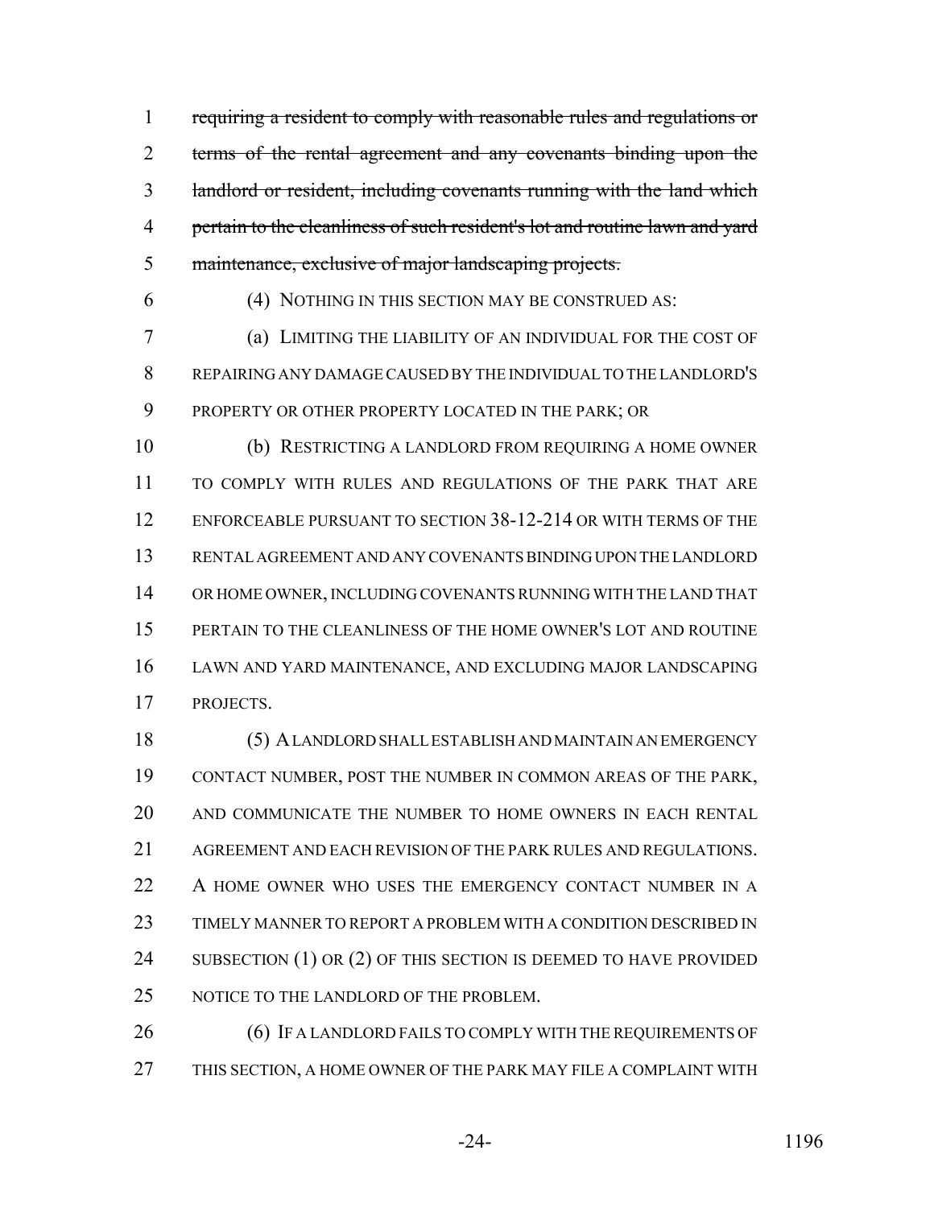~~requiring a resident to comply with reasonable rules and regulations or terms of the rental agreement and any covenants binding upon the landlord or resident, including covenants running with the land which pertain to the cleanliness of such resident's lot and routine lawn and yard maintenance, exclusive of major landscaping projects.~~

(4) NOTHING IN THIS SECTION MAY BE CONSTRUED AS:

(a) LIMITING THE LIABILITY OF AN INDIVIDUAL FOR THE COST OF REPAIRING ANY DAMAGE CAUSED BY THE INDIVIDUAL TO THE LANDLORD'S PROPERTY OR OTHER PROPERTY LOCATED IN THE PARK; OR

(b) RESTRICTING A LANDLORD FROM REQUIRING A HOME OWNER TO COMPLY WITH RULES AND REGULATIONS OF THE PARK THAT ARE ENFORCEABLE PURSUANT TO SECTION 38-12-214 OR WITH TERMS OF THE RENTAL AGREEMENT AND ANY COVENANTS BINDING UPON THE LANDLORD OR HOME OWNER, INCLUDING COVENANTS RUNNING WITH THE LAND THAT PERTAIN TO THE CLEANLINESS OF THE HOME OWNER'S LOT AND ROUTINE LAWN AND YARD MAINTENANCE, AND EXCLUDING MAJOR LANDSCAPING PROJECTS.

(5) A LANDLORD SHALL ESTABLISH AND MAINTAIN AN EMERGENCY CONTACT NUMBER, POST THE NUMBER IN COMMON AREAS OF THE PARK, AND COMMUNICATE THE NUMBER TO HOME OWNERS IN EACH RENTAL AGREEMENT AND EACH REVISION OF THE PARK RULES AND REGULATIONS. A HOME OWNER WHO USES THE EMERGENCY CONTACT NUMBER IN A TIMELY MANNER TO REPORT A PROBLEM WITH A CONDITION DESCRIBED IN SUBSECTION (1) OR (2) OF THIS SECTION IS DEEMED TO HAVE PROVIDED NOTICE TO THE LANDLORD OF THE PROBLEM.

(6) IF A LANDLORD FAILS TO COMPLY WITH THE REQUIREMENTS OF THIS SECTION, A HOME OWNER OF THE PARK MAY FILE A COMPLAINT WITH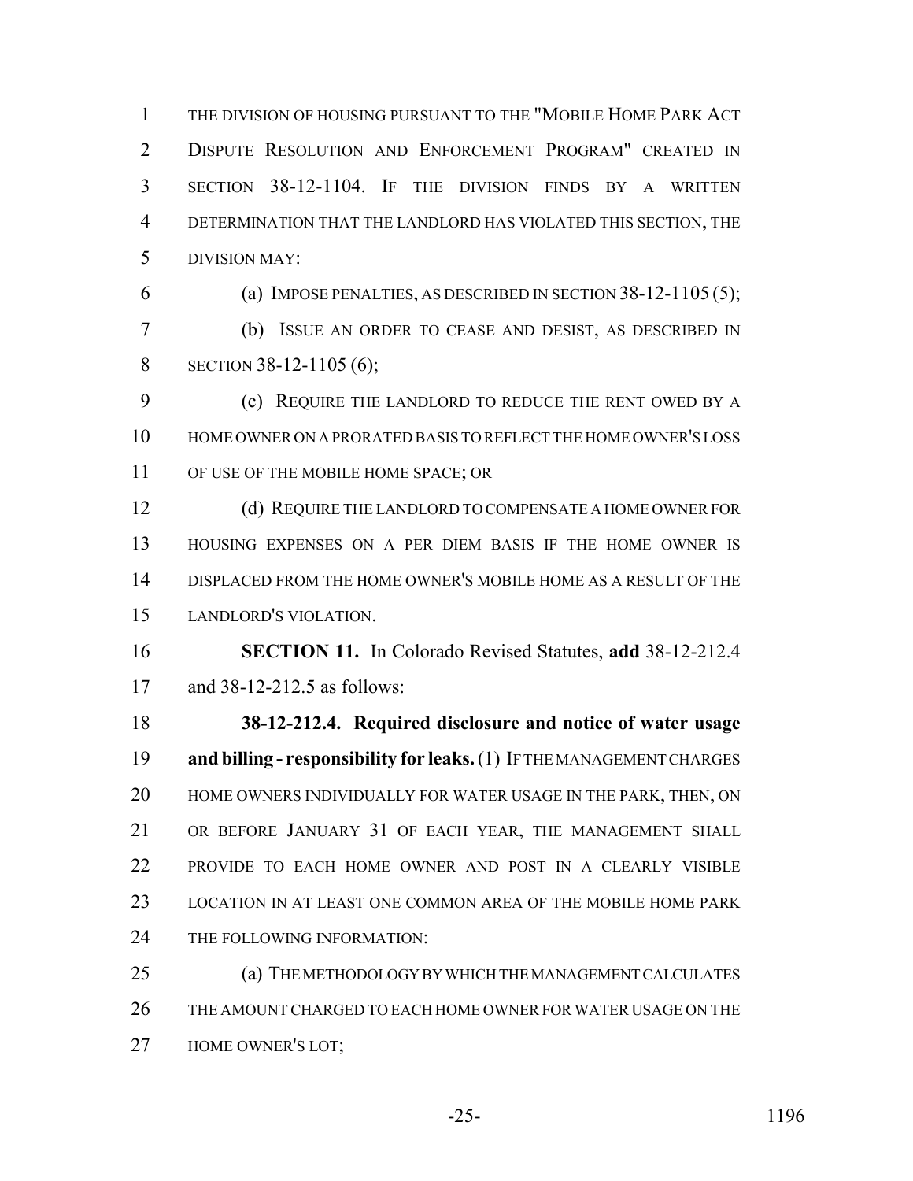THE DIVISION OF HOUSING PURSUANT TO THE "MOBILE HOME PARK ACT DISPUTE RESOLUTION AND ENFORCEMENT PROGRAM" CREATED IN SECTION 38-12-1104. IF THE DIVISION FINDS BY A WRITTEN DETERMINATION THAT THE LANDLORD HAS VIOLATED THIS SECTION, THE DIVISION MAY:

(a) IMPOSE PENALTIES, AS DESCRIBED IN SECTION 38-12-1105 (5);

(b) ISSUE AN ORDER TO CEASE AND DESIST, AS DESCRIBED IN SECTION 38-12-1105 (6);

(c) REQUIRE THE LANDLORD TO REDUCE THE RENT OWED BY A HOME OWNER ON A PRORATED BASIS TO REFLECT THE HOME OWNER'S LOSS OF USE OF THE MOBILE HOME SPACE; OR

(d) REQUIRE THE LANDLORD TO COMPENSATE A HOME OWNER FOR HOUSING EXPENSES ON A PER DIEM BASIS IF THE HOME OWNER IS DISPLACED FROM THE HOME OWNER'S MOBILE HOME AS A RESULT OF THE LANDLORD'S VIOLATION.

**SECTION 11.** In Colorado Revised Statutes, **add** 38-12-212.4 and 38-12-212.5 as follows:

**38-12-212.4. Required disclosure and notice of water usage and billing - responsibility for leaks.** (1) IF THE MANAGEMENT CHARGES HOME OWNERS INDIVIDUALLY FOR WATER USAGE IN THE PARK, THEN, ON OR BEFORE JANUARY 31 OF EACH YEAR, THE MANAGEMENT SHALL PROVIDE TO EACH HOME OWNER AND POST IN A CLEARLY VISIBLE LOCATION IN AT LEAST ONE COMMON AREA OF THE MOBILE HOME PARK THE FOLLOWING INFORMATION:

(a) THE METHODOLOGY BY WHICH THE MANAGEMENT CALCULATES THE AMOUNT CHARGED TO EACH HOME OWNER FOR WATER USAGE ON THE HOME OWNER'S LOT;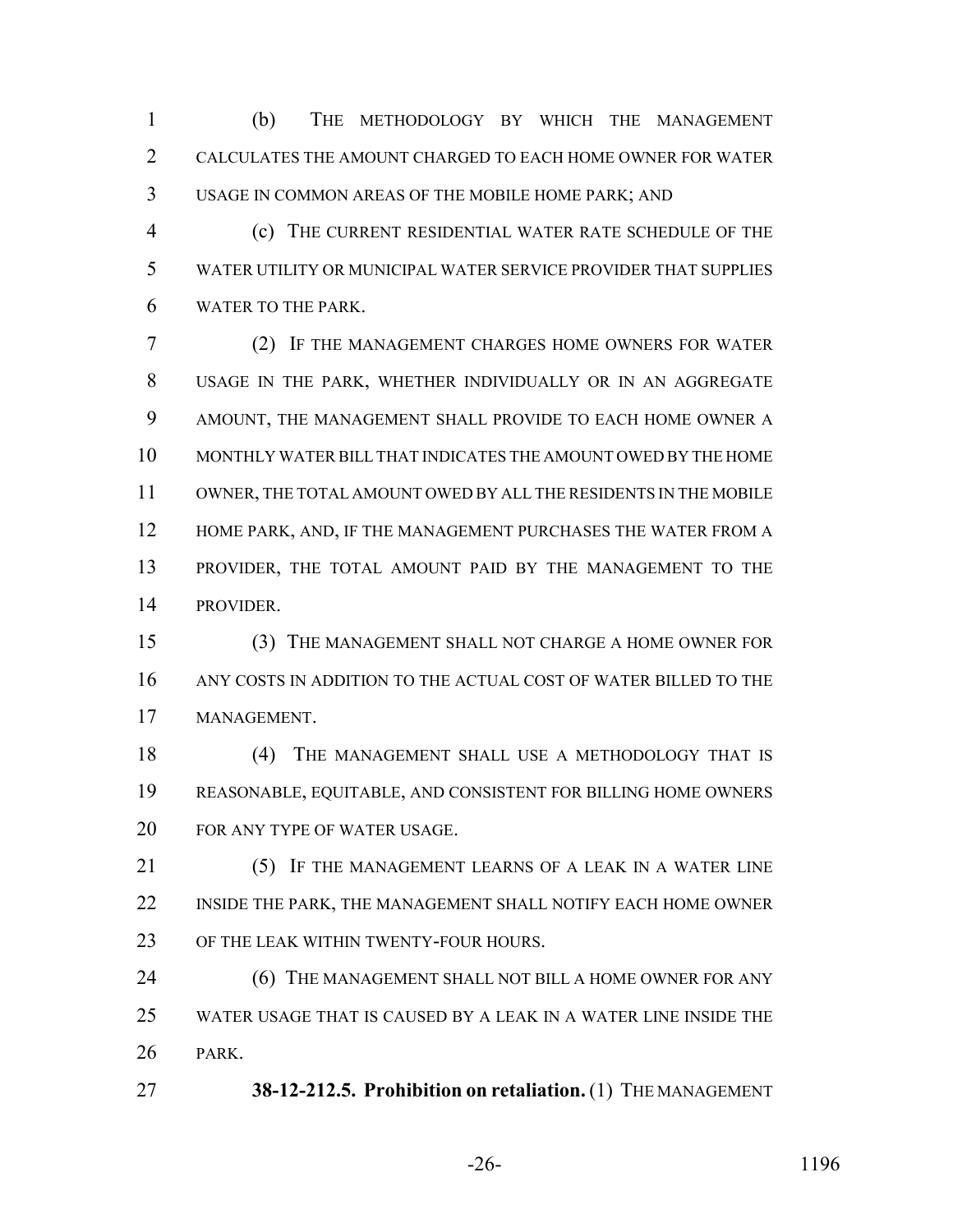(b) THE METHODOLOGY BY WHICH THE MANAGEMENT CALCULATES THE AMOUNT CHARGED TO EACH HOME OWNER FOR WATER USAGE IN COMMON AREAS OF THE MOBILE HOME PARK; AND

(c) THE CURRENT RESIDENTIAL WATER RATE SCHEDULE OF THE WATER UTILITY OR MUNICIPAL WATER SERVICE PROVIDER THAT SUPPLIES WATER TO THE PARK.

(2) IF THE MANAGEMENT CHARGES HOME OWNERS FOR WATER USAGE IN THE PARK, WHETHER INDIVIDUALLY OR IN AN AGGREGATE AMOUNT, THE MANAGEMENT SHALL PROVIDE TO EACH HOME OWNER A MONTHLY WATER BILL THAT INDICATES THE AMOUNT OWED BY THE HOME OWNER, THE TOTAL AMOUNT OWED BY ALL THE RESIDENTS IN THE MOBILE HOME PARK, AND, IF THE MANAGEMENT PURCHASES THE WATER FROM A PROVIDER, THE TOTAL AMOUNT PAID BY THE MANAGEMENT TO THE PROVIDER.

(3) THE MANAGEMENT SHALL NOT CHARGE A HOME OWNER FOR ANY COSTS IN ADDITION TO THE ACTUAL COST OF WATER BILLED TO THE MANAGEMENT.

(4) THE MANAGEMENT SHALL USE A METHODOLOGY THAT IS REASONABLE, EQUITABLE, AND CONSISTENT FOR BILLING HOME OWNERS FOR ANY TYPE OF WATER USAGE.

(5) IF THE MANAGEMENT LEARNS OF A LEAK IN A WATER LINE INSIDE THE PARK, THE MANAGEMENT SHALL NOTIFY EACH HOME OWNER OF THE LEAK WITHIN TWENTY-FOUR HOURS.

(6) THE MANAGEMENT SHALL NOT BILL A HOME OWNER FOR ANY WATER USAGE THAT IS CAUSED BY A LEAK IN A WATER LINE INSIDE THE PARK.

**38-12-212.5. Prohibition on retaliation.** (1) THE MANAGEMENT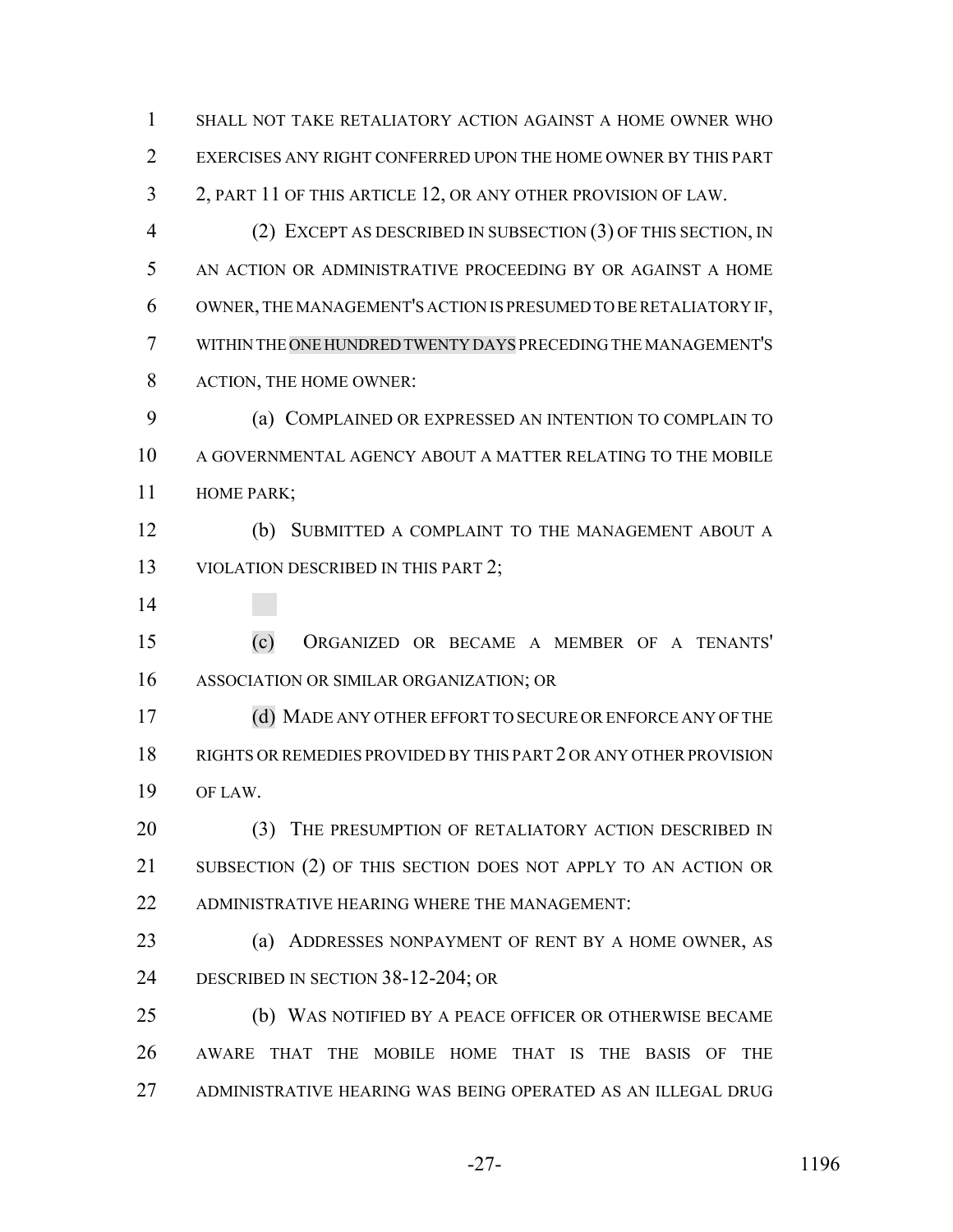SHALL NOT TAKE RETALIATORY ACTION AGAINST A HOME OWNER WHO EXERCISES ANY RIGHT CONFERRED UPON THE HOME OWNER BY THIS PART 2, PART 11 OF THIS ARTICLE 12, OR ANY OTHER PROVISION OF LAW.

(2) EXCEPT AS DESCRIBED IN SUBSECTION (3) OF THIS SECTION, IN AN ACTION OR ADMINISTRATIVE PROCEEDING BY OR AGAINST A HOME OWNER, THE MANAGEMENT'S ACTION IS PRESUMED TO BE RETALIATORY IF, WITHIN THE ONE HUNDRED TWENTY DAYS PRECEDING THE MANAGEMENT'S ACTION, THE HOME OWNER:

(a) COMPLAINED OR EXPRESSED AN INTENTION TO COMPLAIN TO A GOVERNMENTAL AGENCY ABOUT A MATTER RELATING TO THE MOBILE HOME PARK;

(b) SUBMITTED A COMPLAINT TO THE MANAGEMENT ABOUT A VIOLATION DESCRIBED IN THIS PART 2;

(c) ORGANIZED OR BECAME A MEMBER OF A TENANTS' ASSOCIATION OR SIMILAR ORGANIZATION; OR

(d) MADE ANY OTHER EFFORT TO SECURE OR ENFORCE ANY OF THE RIGHTS OR REMEDIES PROVIDED BY THIS PART 2 OR ANY OTHER PROVISION OF LAW.

(3) THE PRESUMPTION OF RETALIATORY ACTION DESCRIBED IN SUBSECTION (2) OF THIS SECTION DOES NOT APPLY TO AN ACTION OR ADMINISTRATIVE HEARING WHERE THE MANAGEMENT:

(a) ADDRESSES NONPAYMENT OF RENT BY A HOME OWNER, AS DESCRIBED IN SECTION 38-12-204; OR

(b) WAS NOTIFIED BY A PEACE OFFICER OR OTHERWISE BECAME AWARE THAT THE MOBILE HOME THAT IS THE BASIS OF THE ADMINISTRATIVE HEARING WAS BEING OPERATED AS AN ILLEGAL DRUG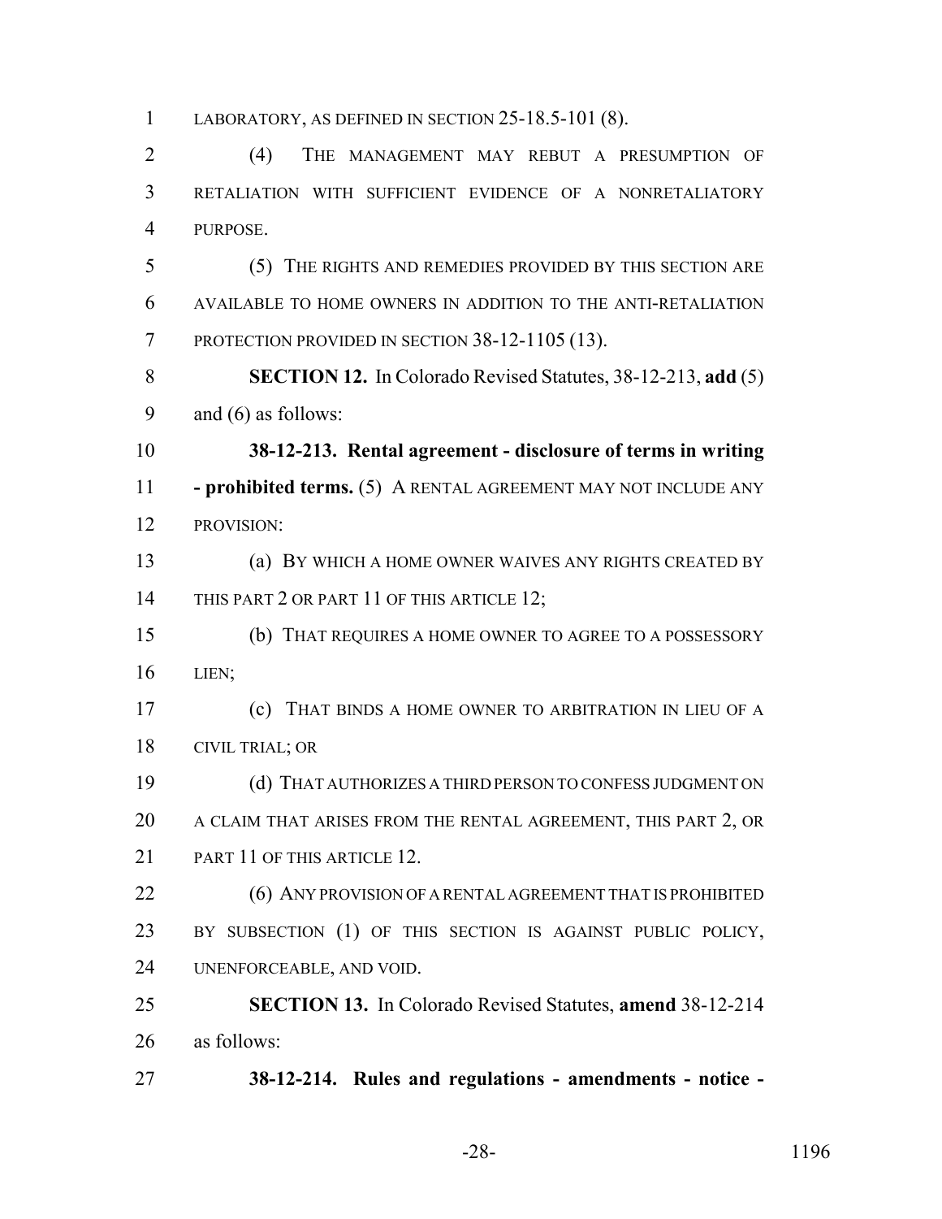LABORATORY, AS DEFINED IN SECTION 25-18.5-101 (8).

(4) THE MANAGEMENT MAY REBUT A PRESUMPTION OF RETALIATION WITH SUFFICIENT EVIDENCE OF A NONRETALIATORY PURPOSE.

(5) THE RIGHTS AND REMEDIES PROVIDED BY THIS SECTION ARE AVAILABLE TO HOME OWNERS IN ADDITION TO THE ANTI-RETALIATION PROTECTION PROVIDED IN SECTION 38-12-1105 (13).

**SECTION 12.** In Colorado Revised Statutes, 38-12-213, **add** (5) and (6) as follows:

**38-12-213. Rental agreement - disclosure of terms in writing - prohibited terms.** (5) A RENTAL AGREEMENT MAY NOT INCLUDE ANY PROVISION:

(a) BY WHICH A HOME OWNER WAIVES ANY RIGHTS CREATED BY THIS PART 2 OR PART 11 OF THIS ARTICLE 12;

(b) THAT REQUIRES A HOME OWNER TO AGREE TO A POSSESSORY LIEN;

(c) THAT BINDS A HOME OWNER TO ARBITRATION IN LIEU OF A CIVIL TRIAL; OR

(d) THAT AUTHORIZES A THIRD PERSON TO CONFESS JUDGMENT ON A CLAIM THAT ARISES FROM THE RENTAL AGREEMENT, THIS PART 2, OR PART 11 OF THIS ARTICLE 12.

(6) ANY PROVISION OF A RENTAL AGREEMENT THAT IS PROHIBITED BY SUBSECTION (1) OF THIS SECTION IS AGAINST PUBLIC POLICY, UNENFORCEABLE, AND VOID.

**SECTION 13.** In Colorado Revised Statutes, **amend** 38-12-214 as follows:

**38-12-214. Rules and regulations - amendments - notice -**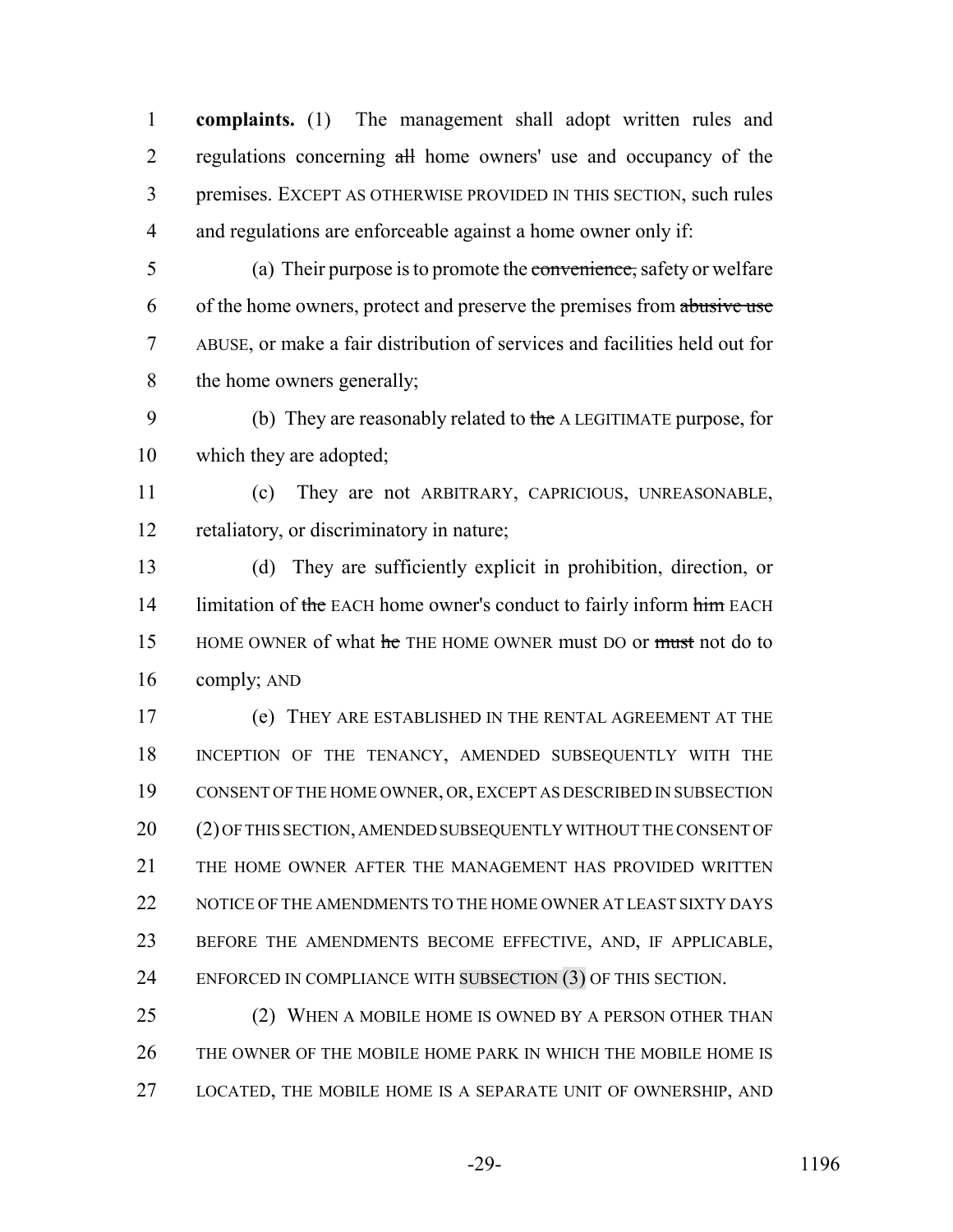**complaints.** (1) The management shall adopt written rules and regulations concerning ~~all~~ home owners' use and occupancy of the premises. EXCEPT AS OTHERWISE PROVIDED IN THIS SECTION, such rules and regulations are enforceable against a home owner only if:

(a) Their purpose is to promote the ~~convenience,~~ safety or welfare of the home owners, protect and preserve the premises from ~~abusive use~~ ABUSE, or make a fair distribution of services and facilities held out for the home owners generally;

(b) They are reasonably related to ~~the~~ A LEGITIMATE purpose, for which they are adopted;

(c) They are not ARBITRARY, CAPRICIOUS, UNREASONABLE, retaliatory, or discriminatory in nature;

(d) They are sufficiently explicit in prohibition, direction, or limitation of ~~the~~ EACH home owner's conduct to fairly inform ~~him~~ EACH HOME OWNER of what ~~he~~ THE HOME OWNER must DO or ~~must~~ not do to comply; AND

(e) THEY ARE ESTABLISHED IN THE RENTAL AGREEMENT AT THE INCEPTION OF THE TENANCY, AMENDED SUBSEQUENTLY WITH THE CONSENT OF THE HOME OWNER, OR, EXCEPT AS DESCRIBED IN SUBSECTION (2) OF THIS SECTION, AMENDED SUBSEQUENTLY WITHOUT THE CONSENT OF THE HOME OWNER AFTER THE MANAGEMENT HAS PROVIDED WRITTEN NOTICE OF THE AMENDMENTS TO THE HOME OWNER AT LEAST SIXTY DAYS BEFORE THE AMENDMENTS BECOME EFFECTIVE, AND, IF APPLICABLE, ENFORCED IN COMPLIANCE WITH SUBSECTION (3) OF THIS SECTION.

(2) WHEN A MOBILE HOME IS OWNED BY A PERSON OTHER THAN THE OWNER OF THE MOBILE HOME PARK IN WHICH THE MOBILE HOME IS LOCATED, THE MOBILE HOME IS A SEPARATE UNIT OF OWNERSHIP, AND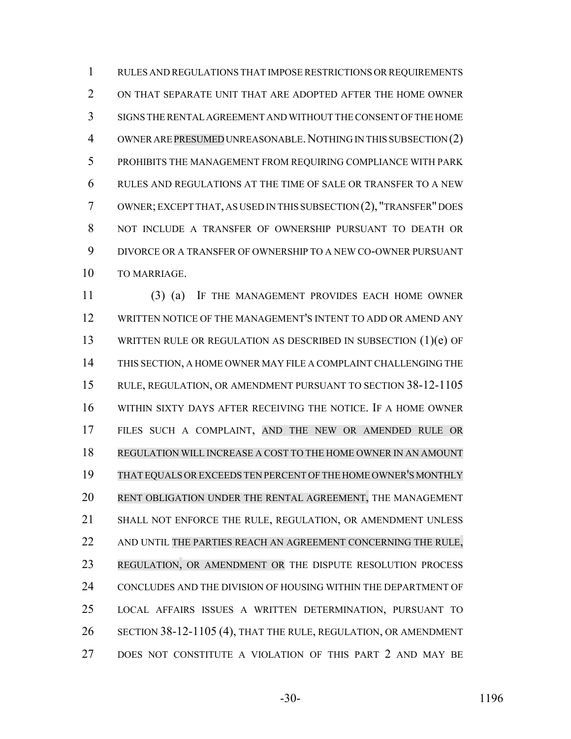RULES AND REGULATIONS THAT IMPOSE RESTRICTIONS OR REQUIREMENTS ON THAT SEPARATE UNIT THAT ARE ADOPTED AFTER THE HOME OWNER SIGNS THE RENTAL AGREEMENT AND WITHOUT THE CONSENT OF THE HOME OWNER ARE PRESUMED UNREASONABLE. NOTHING IN THIS SUBSECTION (2) PROHIBITS THE MANAGEMENT FROM REQUIRING COMPLIANCE WITH PARK RULES AND REGULATIONS AT THE TIME OF SALE OR TRANSFER TO A NEW OWNER; EXCEPT THAT, AS USED IN THIS SUBSECTION (2), "TRANSFER" DOES NOT INCLUDE A TRANSFER OF OWNERSHIP PURSUANT TO DEATH OR DIVORCE OR A TRANSFER OF OWNERSHIP TO A NEW CO-OWNER PURSUANT TO MARRIAGE.

(3) (a) IF THE MANAGEMENT PROVIDES EACH HOME OWNER WRITTEN NOTICE OF THE MANAGEMENT'S INTENT TO ADD OR AMEND ANY WRITTEN RULE OR REGULATION AS DESCRIBED IN SUBSECTION (1)(e) OF THIS SECTION, A HOME OWNER MAY FILE A COMPLAINT CHALLENGING THE RULE, REGULATION, OR AMENDMENT PURSUANT TO SECTION 38-12-1105 WITHIN SIXTY DAYS AFTER RECEIVING THE NOTICE. IF A HOME OWNER FILES SUCH A COMPLAINT, AND THE NEW OR AMENDED RULE OR REGULATION WILL INCREASE A COST TO THE HOME OWNER IN AN AMOUNT THAT EQUALS OR EXCEEDS TEN PERCENT OF THE HOME OWNER'S MONTHLY RENT OBLIGATION UNDER THE RENTAL AGREEMENT, THE MANAGEMENT SHALL NOT ENFORCE THE RULE, REGULATION, OR AMENDMENT UNLESS AND UNTIL THE PARTIES REACH AN AGREEMENT CONCERNING THE RULE, REGULATION, OR AMENDMENT OR THE DISPUTE RESOLUTION PROCESS CONCLUDES AND THE DIVISION OF HOUSING WITHIN THE DEPARTMENT OF LOCAL AFFAIRS ISSUES A WRITTEN DETERMINATION, PURSUANT TO SECTION 38-12-1105 (4), THAT THE RULE, REGULATION, OR AMENDMENT DOES NOT CONSTITUTE A VIOLATION OF THIS PART 2 AND MAY BE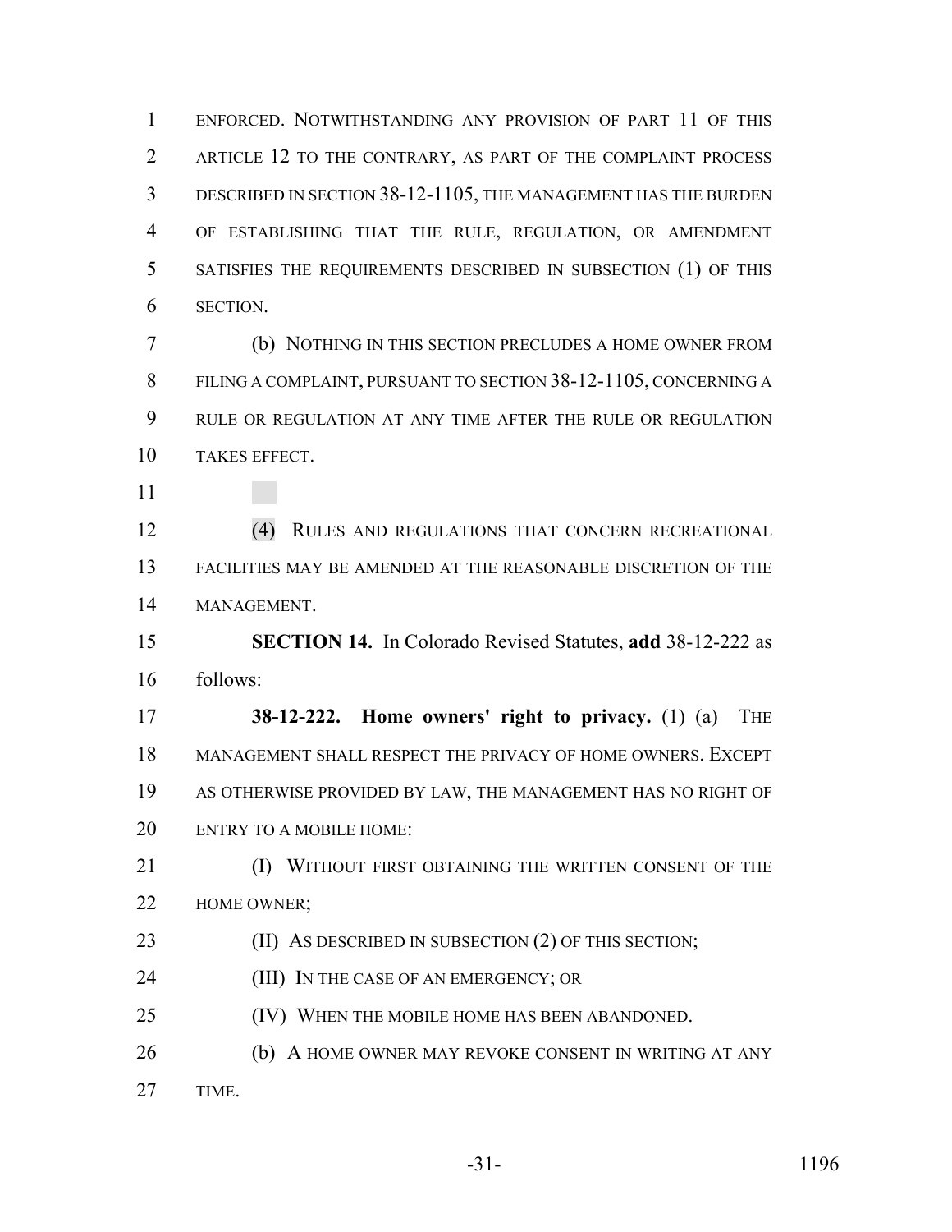ENFORCED. NOTWITHSTANDING ANY PROVISION OF PART 11 OF THIS ARTICLE 12 TO THE CONTRARY, AS PART OF THE COMPLAINT PROCESS DESCRIBED IN SECTION 38-12-1105, THE MANAGEMENT HAS THE BURDEN OF ESTABLISHING THAT THE RULE, REGULATION, OR AMENDMENT SATISFIES THE REQUIREMENTS DESCRIBED IN SUBSECTION (1) OF THIS SECTION.

(b) NOTHING IN THIS SECTION PRECLUDES A HOME OWNER FROM FILING A COMPLAINT, PURSUANT TO SECTION 38-12-1105, CONCERNING A RULE OR REGULATION AT ANY TIME AFTER THE RULE OR REGULATION TAKES EFFECT.

(4) RULES AND REGULATIONS THAT CONCERN RECREATIONAL FACILITIES MAY BE AMENDED AT THE REASONABLE DISCRETION OF THE MANAGEMENT.

**SECTION 14.** In Colorado Revised Statutes, **add** 38-12-222 as follows:

**38-12-222. Home owners' right to privacy.** (1) (a) THE MANAGEMENT SHALL RESPECT THE PRIVACY OF HOME OWNERS. EXCEPT AS OTHERWISE PROVIDED BY LAW, THE MANAGEMENT HAS NO RIGHT OF ENTRY TO A MOBILE HOME:

(I) WITHOUT FIRST OBTAINING THE WRITTEN CONSENT OF THE HOME OWNER;

(II) AS DESCRIBED IN SUBSECTION (2) OF THIS SECTION;

(III) IN THE CASE OF AN EMERGENCY; OR

(IV) WHEN THE MOBILE HOME HAS BEEN ABANDONED.

(b) A HOME OWNER MAY REVOKE CONSENT IN WRITING AT ANY TIME.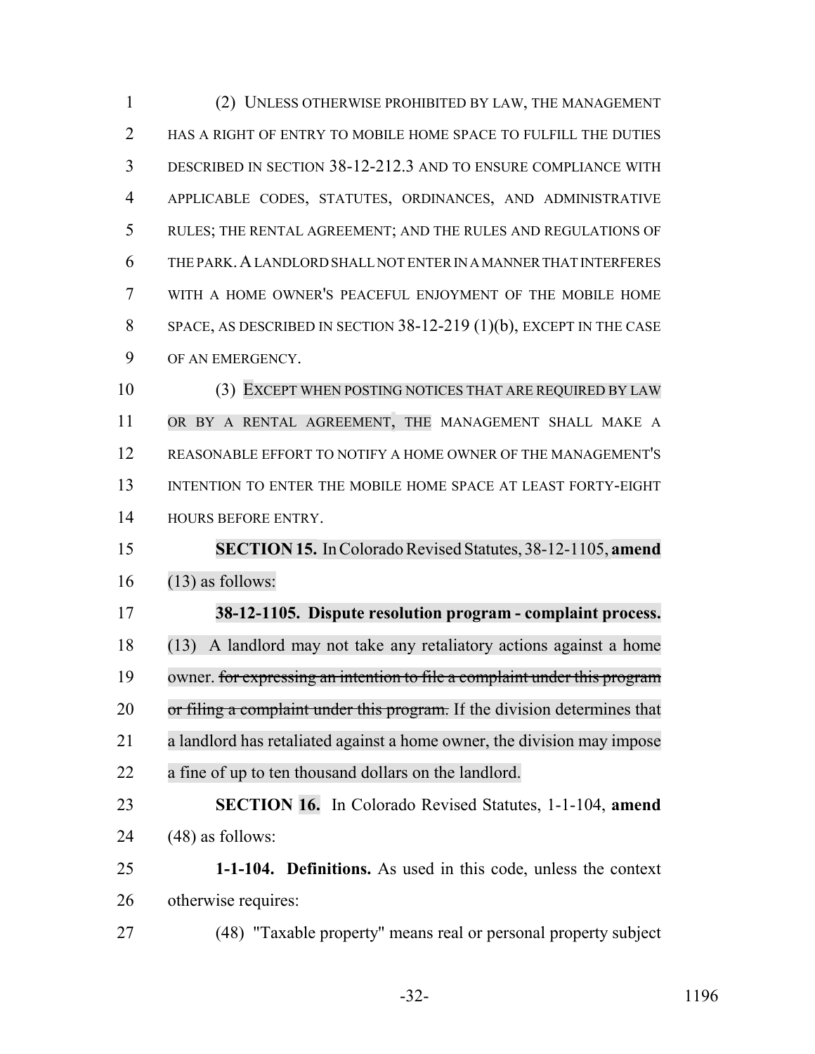(2) UNLESS OTHERWISE PROHIBITED BY LAW, THE MANAGEMENT HAS A RIGHT OF ENTRY TO MOBILE HOME SPACE TO FULFILL THE DUTIES DESCRIBED IN SECTION 38-12-212.3 AND TO ENSURE COMPLIANCE WITH APPLICABLE CODES, STATUTES, ORDINANCES, AND ADMINISTRATIVE RULES; THE RENTAL AGREEMENT; AND THE RULES AND REGULATIONS OF THE PARK. A LANDLORD SHALL NOT ENTER IN A MANNER THAT INTERFERES WITH A HOME OWNER'S PEACEFUL ENJOYMENT OF THE MOBILE HOME SPACE, AS DESCRIBED IN SECTION 38-12-219 (1)(b), EXCEPT IN THE CASE OF AN EMERGENCY.

(3) EXCEPT WHEN POSTING NOTICES THAT ARE REQUIRED BY LAW OR BY A RENTAL AGREEMENT, THE MANAGEMENT SHALL MAKE A REASONABLE EFFORT TO NOTIFY A HOME OWNER OF THE MANAGEMENT'S INTENTION TO ENTER THE MOBILE HOME SPACE AT LEAST FORTY-EIGHT HOURS BEFORE ENTRY.

**SECTION 15.** In Colorado Revised Statutes, 38-12-1105, **amend** (13) as follows:

**38-12-1105. Dispute resolution program - complaint process.** (13) A landlord may not take any retaliatory actions against a home owner. ~~for expressing an intention to file a complaint under this program or filing a complaint under this program.~~ If the division determines that a landlord has retaliated against a home owner, the division may impose a fine of up to ten thousand dollars on the landlord.

**SECTION 16.** In Colorado Revised Statutes, 1-1-104, **amend** (48) as follows:

**1-1-104. Definitions.** As used in this code, unless the context otherwise requires:

(48) "Taxable property" means real or personal property subject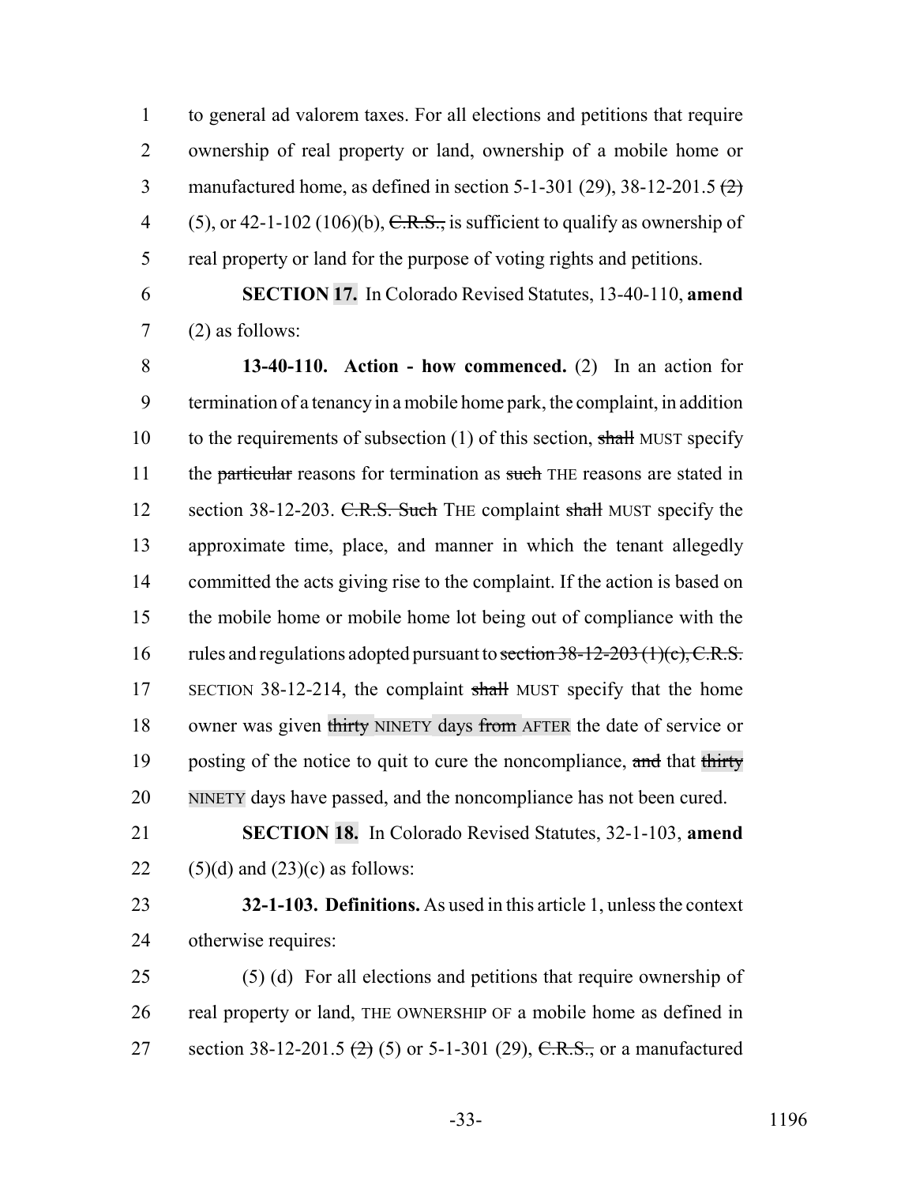to general ad valorem taxes. For all elections and petitions that require ownership of real property or land, ownership of a mobile home or manufactured home, as defined in section 5-1-301 (29), 38-12-201.5 ~~(2)~~ (5), or 42-1-102 (106)(b), ~~C.R.S.,~~ is sufficient to qualify as ownership of real property or land for the purpose of voting rights and petitions.

**SECTION 17.** In Colorado Revised Statutes, 13-40-110, **amend** (2) as follows:

**13-40-110. Action - how commenced.** (2) In an action for termination of a tenancy in a mobile home park, the complaint, in addition to the requirements of subsection (1) of this section, ~~shall~~ MUST specify the ~~particular~~ reasons for termination as ~~such~~ THE reasons are stated in section 38-12-203. ~~C.R.S. Such~~ THE complaint ~~shall~~ MUST specify the approximate time, place, and manner in which the tenant allegedly committed the acts giving rise to the complaint. If the action is based on the mobile home or mobile home lot being out of compliance with the rules and regulations adopted pursuant to ~~section 38-12-203 (1)(c), C.R.S.~~ SECTION 38-12-214, the complaint ~~shall~~ MUST specify that the home owner was given ~~thirty~~ NINETY days ~~from~~ AFTER the date of service or posting of the notice to quit to cure the noncompliance, ~~and~~ that ~~thirty~~ NINETY days have passed, and the noncompliance has not been cured.

**SECTION 18.** In Colorado Revised Statutes, 32-1-103, **amend** (5)(d) and (23)(c) as follows:

**32-1-103. Definitions.** As used in this article 1, unless the context otherwise requires:

(5) (d) For all elections and petitions that require ownership of real property or land, THE OWNERSHIP OF a mobile home as defined in section 38-12-201.5 ~~(2)~~ (5) or 5-1-301 (29), ~~C.R.S.,~~ or a manufactured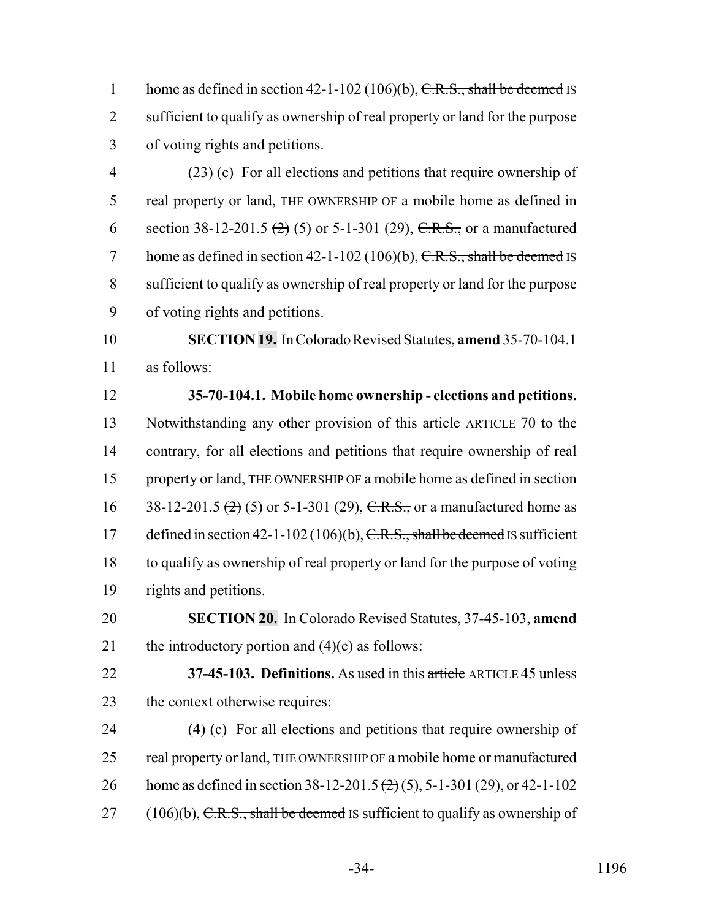home as defined in section 42-1-102 (106)(b), ~~C.R.S., shall be deemed~~ IS sufficient to qualify as ownership of real property or land for the purpose of voting rights and petitions.

(23) (c) For all elections and petitions that require ownership of real property or land, THE OWNERSHIP OF a mobile home as defined in section 38-12-201.5 ~~(2)~~ (5) or 5-1-301 (29), ~~C.R.S.,~~ or a manufactured home as defined in section 42-1-102 (106)(b), ~~C.R.S., shall be deemed~~ IS sufficient to qualify as ownership of real property or land for the purpose of voting rights and petitions.

**SECTION 19.** In Colorado Revised Statutes, **amend** 35-70-104.1 as follows:

**35-70-104.1. Mobile home ownership - elections and petitions.** Notwithstanding any other provision of this ~~article~~ ARTICLE 70 to the contrary, for all elections and petitions that require ownership of real property or land, THE OWNERSHIP OF a mobile home as defined in section 38-12-201.5 ~~(2)~~ (5) or 5-1-301 (29), ~~C.R.S.,~~ or a manufactured home as defined in section 42-1-102 (106)(b), ~~C.R.S., shall be deemed~~ IS sufficient to qualify as ownership of real property or land for the purpose of voting rights and petitions.

**SECTION 20.** In Colorado Revised Statutes, 37-45-103, **amend** the introductory portion and (4)(c) as follows:

**37-45-103. Definitions.** As used in this ~~article~~ ARTICLE 45 unless the context otherwise requires:

(4) (c) For all elections and petitions that require ownership of real property or land, THE OWNERSHIP OF a mobile home or manufactured home as defined in section 38-12-201.5 ~~(2)~~ (5), 5-1-301 (29), or 42-1-102 (106)(b), ~~C.R.S., shall be deemed~~ IS sufficient to qualify as ownership of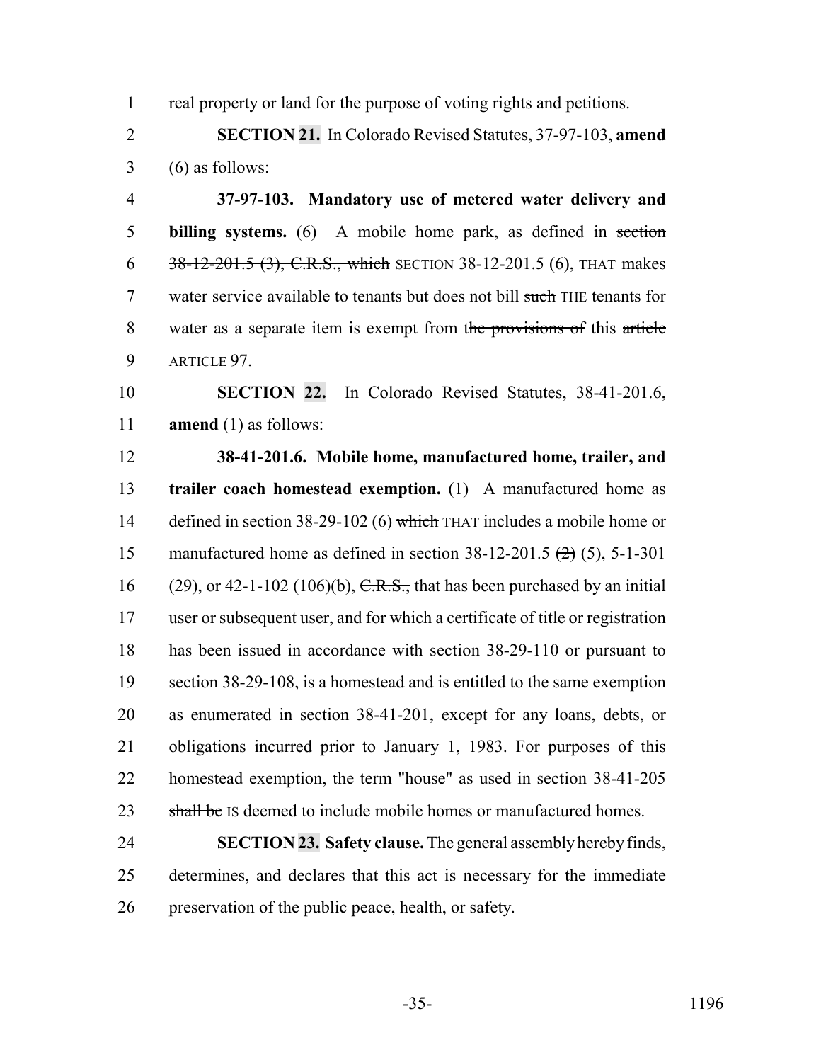real property or land for the purpose of voting rights and petitions.

**SECTION 21.** In Colorado Revised Statutes, 37-97-103, **amend** (6) as follows:

**37-97-103. Mandatory use of metered water delivery and billing systems.** (6) A mobile home park, as defined in ~~section 38-12-201.5 (3), C.R.S., which~~ SECTION 38-12-201.5 (6), THAT makes water service available to tenants but does not bill ~~such~~ THE tenants for water as a separate item is exempt from ~~the provisions of~~ this ~~article~~ ARTICLE 97.

**SECTION 22.** In Colorado Revised Statutes, 38-41-201.6, **amend** (1) as follows:

**38-41-201.6. Mobile home, manufactured home, trailer, and trailer coach homestead exemption.** (1) A manufactured home as defined in section 38-29-102 (6) ~~which~~ THAT includes a mobile home or manufactured home as defined in section 38-12-201.5 ~~(2)~~ (5), 5-1-301 (29), or 42-1-102 (106)(b), ~~C.R.S.,~~ that has been purchased by an initial user or subsequent user, and for which a certificate of title or registration has been issued in accordance with section 38-29-110 or pursuant to section 38-29-108, is a homestead and is entitled to the same exemption as enumerated in section 38-41-201, except for any loans, debts, or obligations incurred prior to January 1, 1983. For purposes of this homestead exemption, the term "house" as used in section 38-41-205 ~~shall be~~ IS deemed to include mobile homes or manufactured homes.

**SECTION 23. Safety clause.** The general assembly hereby finds, determines, and declares that this act is necessary for the immediate preservation of the public peace, health, or safety.